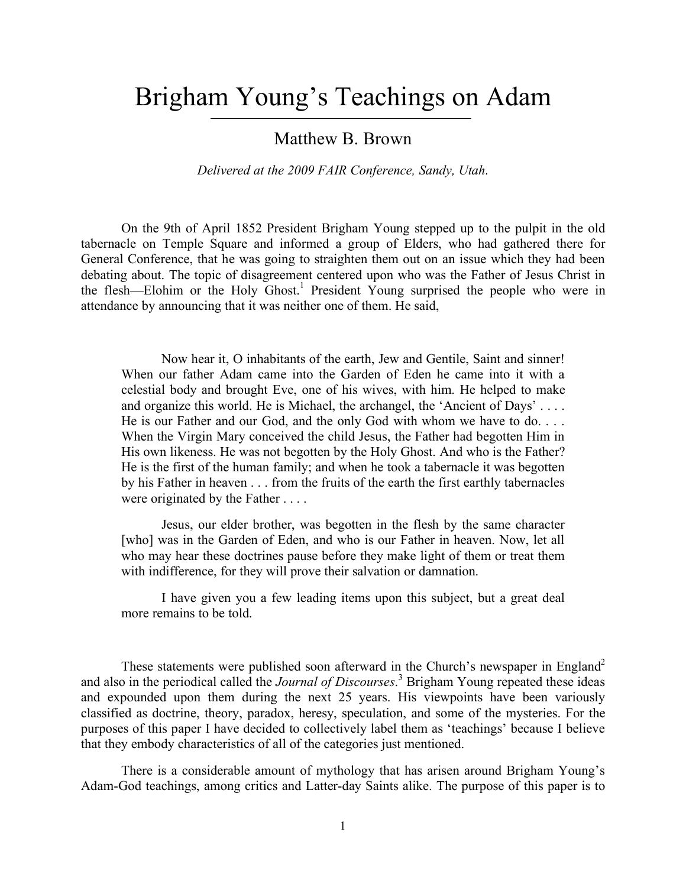# Brigham Young's Teachings on Adam

## Matthew B. Brown

*Delivered at the 2009 FAIR Conference, Sandy, Utah.*

On the 9th of April 1852 President Brigham Young stepped up to the pulpit in the old tabernacle on Temple Square and informed a group of Elders, who had gathered there for General Conference, that he was going to straighten them out on an issue which they had been debating about. The topic of disagreement centered upon who was the Father of Jesus Christ in the flesh—Elohim or the Holy Ghost.[1] President Young surprised the people who were in attendance by announcing that it was neither one of them. He said,

> Now hear it, O inhabitants of the earth, Jew and Gentile, Saint and sinner! When our father Adam came into the Garden of Eden he came into it with a celestial body and brought Eve, one of his wives, with him. He helped to make and organize this world. He is Michael, the archangel, the 'Ancient of Days' . . . . He is our Father and our God, and the only God with whom we have to do. . . . When the Virgin Mary conceived the child Jesus, the Father had begotten Him in His own likeness. He was not begotten by the Holy Ghost. And who is the Father? He is the first of the human family; and when he took a tabernacle it was begotten by his Father in heaven . . . from the fruits of the earth the first earthly tabernacles were originated by the Father . . . .
>
> Jesus, our elder brother, was begotten in the flesh by the same character [who] was in the Garden of Eden, and who is our Father in heaven. Now, let all who may hear these doctrines pause before they make light of them or treat them with indifference, for they will prove their salvation or damnation.
>
> I have given you a few leading items upon this subject, but a great deal more remains to be told.

These statements were published soon afterward in the Church's newspaper in England[2] and also in the periodical called the *Journal of Discourses*.[3] Brigham Young repeated these ideas and expounded upon them during the next 25 years. His viewpoints have been variously classified as doctrine, theory, paradox, heresy, speculation, and some of the mysteries. For the purposes of this paper I have decided to collectively label them as 'teachings' because I believe that they embody characteristics of all of the categories just mentioned.

There is a considerable amount of mythology that has arisen around Brigham Young's Adam-God teachings, among critics and Latter-day Saints alike. The purpose of this paper is to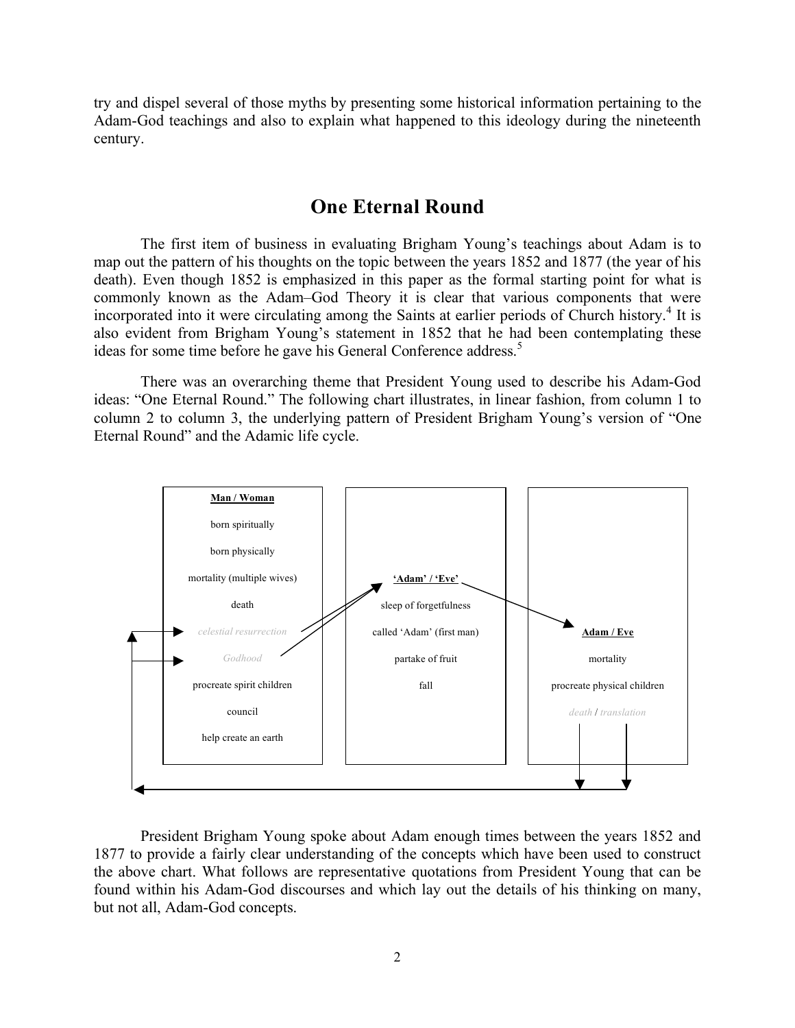try and dispel several of those myths by presenting some historical information pertaining to the Adam-God teachings and also to explain what happened to this ideology during the nineteenth century.

## One Eternal Round

The first item of business in evaluating Brigham Young's teachings about Adam is to map out the pattern of his thoughts on the topic between the years 1852 and 1877 (the year of his death). Even though 1852 is emphasized in this paper as the formal starting point for what is commonly known as the Adam–God Theory it is clear that various components that were incorporated into it were circulating among the Saints at earlier periods of Church history.[4] It is also evident from Brigham Young's statement in 1852 that he had been contemplating these ideas for some time before he gave his General Conference address.[5]

There was an overarching theme that President Young used to describe his Adam-God ideas: "One Eternal Round." The following chart illustrates, in linear fashion, from column 1 to column 2 to column 3, the underlying pattern of President Brigham Young's version of "One Eternal Round" and the Adamic life cycle.

| Column 1 | Column 2 | Column 3 |
|---|---|---|
| **Man / Woman** | | |
| born spiritually | | |
| born physically | | |
| mortality (multiple wives) | **'Adam' / 'Eve'** | |
| death | sleep of forgetfulness | |
| *celestial resurrection* | called 'Adam' (first man) | **Adam / Eve** |
| *Godhood* | partake of fruit | mortality |
| procreate spirit children | fall | procreate physical children |
| council | | *death* / *translation* |
| help create an earth | | |

President Brigham Young spoke about Adam enough times between the years 1852 and 1877 to provide a fairly clear understanding of the concepts which have been used to construct the above chart. What follows are representative quotations from President Young that can be found within his Adam-God discourses and which lay out the details of his thinking on many, but not all, Adam-God concepts.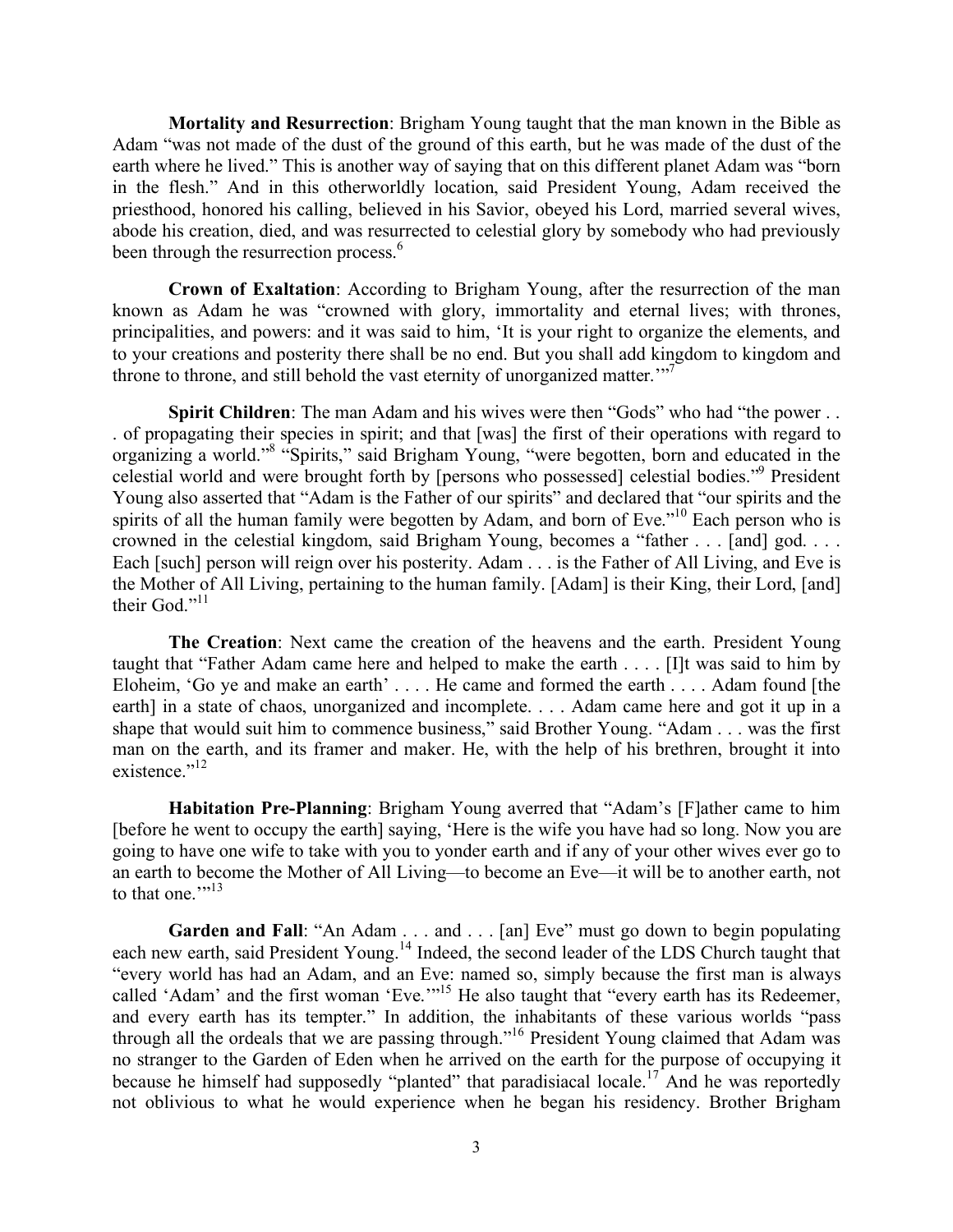**Mortality and Resurrection**: Brigham Young taught that the man known in the Bible as Adam "was not made of the dust of the ground of this earth, but he was made of the dust of the earth where he lived." This is another way of saying that on this different planet Adam was "born in the flesh." And in this otherworldly location, said President Young, Adam received the priesthood, honored his calling, believed in his Savior, obeyed his Lord, married several wives, abode his creation, died, and was resurrected to celestial glory by somebody who had previously been through the resurrection process.[6]

**Crown of Exaltation**: According to Brigham Young, after the resurrection of the man known as Adam he was "crowned with glory, immortality and eternal lives; with thrones, principalities, and powers: and it was said to him, 'It is your right to organize the elements, and to your creations and posterity there shall be no end. But you shall add kingdom to kingdom and throne to throne, and still behold the vast eternity of unorganized matter.'"[7]

**Spirit Children**: The man Adam and his wives were then "Gods" who had "the power . . . of propagating their species in spirit; and that [was] the first of their operations with regard to organizing a world."[8] "Spirits," said Brigham Young, "were begotten, born and educated in the celestial world and were brought forth by [persons who possessed] celestial bodies."[9] President Young also asserted that "Adam is the Father of our spirits" and declared that "our spirits and the spirits of all the human family were begotten by Adam, and born of Eve."[10] Each person who is crowned in the celestial kingdom, said Brigham Young, becomes a "father . . . [and] god. . . . Each [such] person will reign over his posterity. Adam . . . is the Father of All Living, and Eve is the Mother of All Living, pertaining to the human family. [Adam] is their King, their Lord, [and] their God."[11]

**The Creation**: Next came the creation of the heavens and the earth. President Young taught that "Father Adam came here and helped to make the earth . . . . [I]t was said to him by Eloheim, 'Go ye and make an earth' . . . . He came and formed the earth . . . . Adam found [the earth] in a state of chaos, unorganized and incomplete. . . . Adam came here and got it up in a shape that would suit him to commence business," said Brother Young. "Adam . . . was the first man on the earth, and its framer and maker. He, with the help of his brethren, brought it into existence."[12]

**Habitation Pre-Planning**: Brigham Young averred that "Adam's [F]ather came to him [before he went to occupy the earth] saying, 'Here is the wife you have had so long. Now you are going to have one wife to take with you to yonder earth and if any of your other wives ever go to an earth to become the Mother of All Living—to become an Eve—it will be to another earth, not to that one.'"[13]

**Garden and Fall**: "An Adam . . . and . . . [an] Eve" must go down to begin populating each new earth, said President Young.[14] Indeed, the second leader of the LDS Church taught that "every world has had an Adam, and an Eve: named so, simply because the first man is always called 'Adam' and the first woman 'Eve.'"[15] He also taught that "every earth has its Redeemer, and every earth has its tempter." In addition, the inhabitants of these various worlds "pass through all the ordeals that we are passing through."[16] President Young claimed that Adam was no stranger to the Garden of Eden when he arrived on the earth for the purpose of occupying it because he himself had supposedly "planted" that paradisiacal locale.[17] And he was reportedly not oblivious to what he would experience when he began his residency. Brother Brigham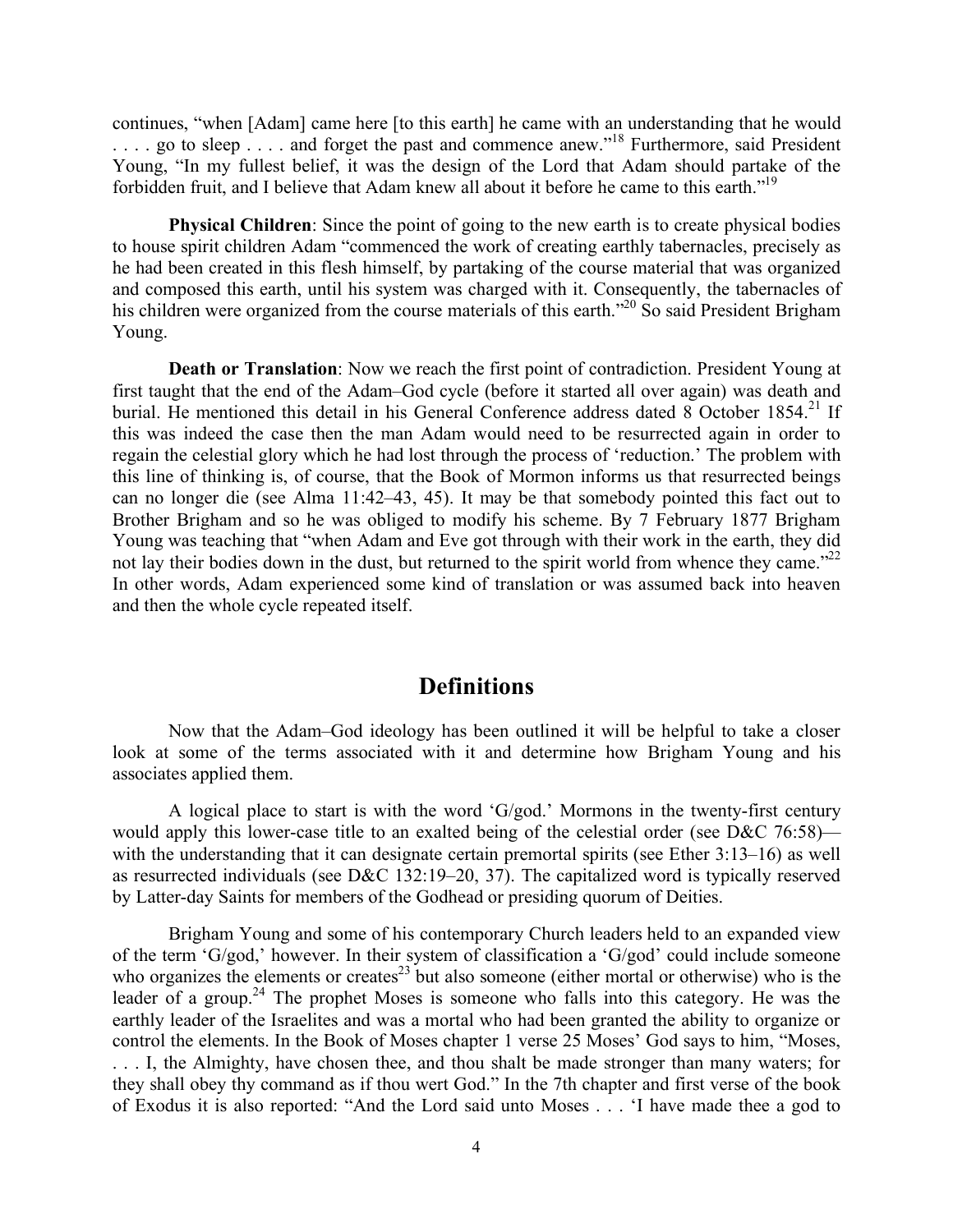continues, "when [Adam] came here [to this earth] he came with an understanding that he would . . . . go to sleep . . . . and forget the past and commence anew."[18] Furthermore, said President Young, "In my fullest belief, it was the design of the Lord that Adam should partake of the forbidden fruit, and I believe that Adam knew all about it before he came to this earth."[19]

**Physical Children**: Since the point of going to the new earth is to create physical bodies to house spirit children Adam "commenced the work of creating earthly tabernacles, precisely as he had been created in this flesh himself, by partaking of the course material that was organized and composed this earth, until his system was charged with it. Consequently, the tabernacles of his children were organized from the course materials of this earth."[20] So said President Brigham Young.

**Death or Translation**: Now we reach the first point of contradiction. President Young at first taught that the end of the Adam–God cycle (before it started all over again) was death and burial. He mentioned this detail in his General Conference address dated 8 October 1854.[21] If this was indeed the case then the man Adam would need to be resurrected again in order to regain the celestial glory which he had lost through the process of 'reduction.' The problem with this line of thinking is, of course, that the Book of Mormon informs us that resurrected beings can no longer die (see Alma 11:42–43, 45). It may be that somebody pointed this fact out to Brother Brigham and so he was obliged to modify his scheme. By 7 February 1877 Brigham Young was teaching that "when Adam and Eve got through with their work in the earth, they did not lay their bodies down in the dust, but returned to the spirit world from whence they came."[22] In other words, Adam experienced some kind of translation or was assumed back into heaven and then the whole cycle repeated itself.

## Definitions

Now that the Adam–God ideology has been outlined it will be helpful to take a closer look at some of the terms associated with it and determine how Brigham Young and his associates applied them.

A logical place to start is with the word 'G/god.' Mormons in the twenty-first century would apply this lower-case title to an exalted being of the celestial order (see D&C 76:58)—with the understanding that it can designate certain premortal spirits (see Ether 3:13–16) as well as resurrected individuals (see D&C 132:19–20, 37). The capitalized word is typically reserved by Latter-day Saints for members of the Godhead or presiding quorum of Deities.

Brigham Young and some of his contemporary Church leaders held to an expanded view of the term 'G/god,' however. In their system of classification a 'G/god' could include someone who organizes the elements or creates[23] but also someone (either mortal or otherwise) who is the leader of a group.[24] The prophet Moses is someone who falls into this category. He was the earthly leader of the Israelites and was a mortal who had been granted the ability to organize or control the elements. In the Book of Moses chapter 1 verse 25 Moses' God says to him, "Moses, . . . I, the Almighty, have chosen thee, and thou shalt be made stronger than many waters; for they shall obey thy command as if thou wert God." In the 7th chapter and first verse of the book of Exodus it is also reported: "And the Lord said unto Moses . . . 'I have made thee a god to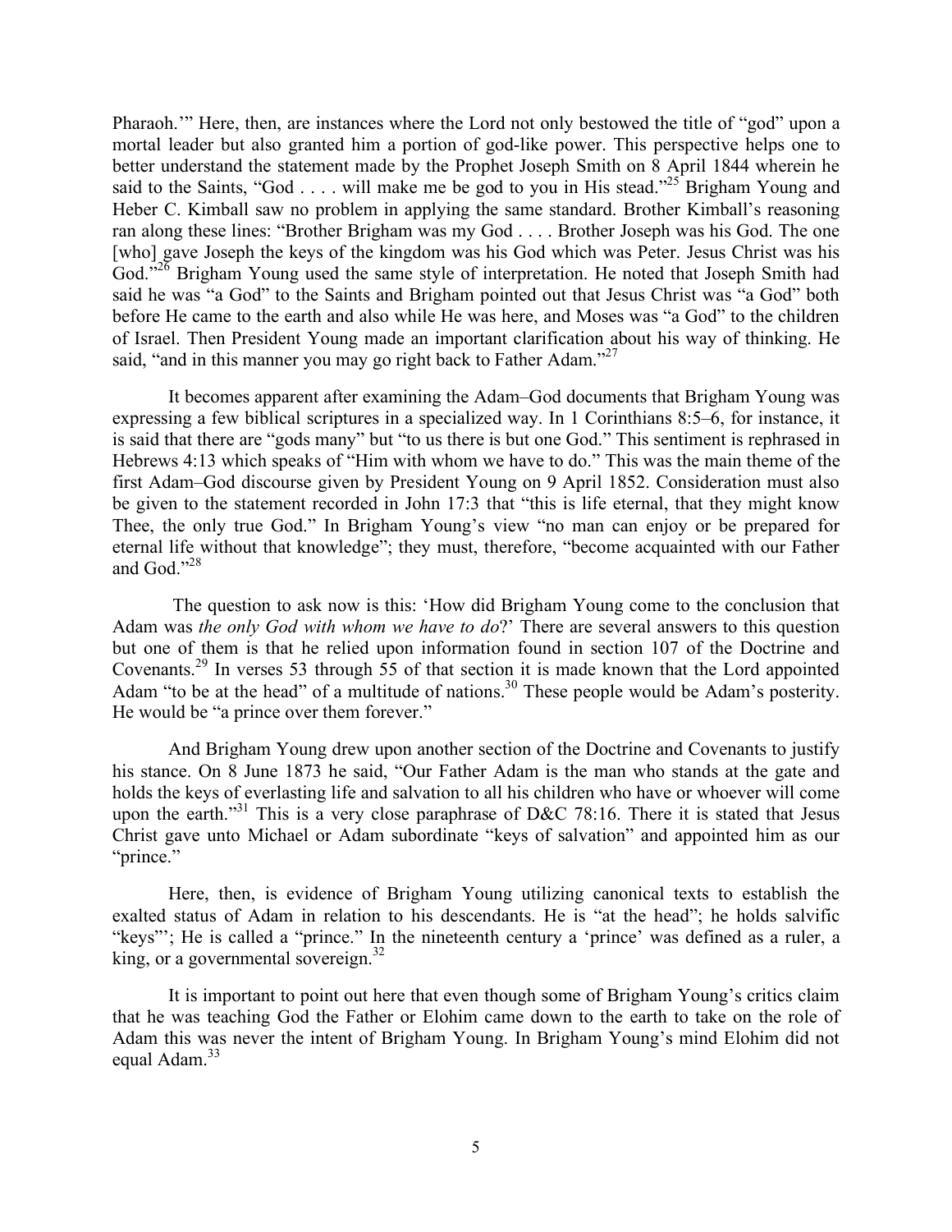Pharaoh.'" Here, then, are instances where the Lord not only bestowed the title of "god" upon a mortal leader but also granted him a portion of god-like power. This perspective helps one to better understand the statement made by the Prophet Joseph Smith on 8 April 1844 wherein he said to the Saints, "God . . . . will make me be god to you in His stead."[25] Brigham Young and Heber C. Kimball saw no problem in applying the same standard. Brother Kimball's reasoning ran along these lines: "Brother Brigham was my God . . . . Brother Joseph was his God. The one [who] gave Joseph the keys of the kingdom was his God which was Peter. Jesus Christ was his God."[26] Brigham Young used the same style of interpretation. He noted that Joseph Smith had said he was "a God" to the Saints and Brigham pointed out that Jesus Christ was "a God" both before He came to the earth and also while He was here, and Moses was "a God" to the children of Israel. Then President Young made an important clarification about his way of thinking. He said, "and in this manner you may go right back to Father Adam."[27]

It becomes apparent after examining the Adam–God documents that Brigham Young was expressing a few biblical scriptures in a specialized way. In 1 Corinthians 8:5–6, for instance, it is said that there are "gods many" but "to us there is but one God." This sentiment is rephrased in Hebrews 4:13 which speaks of "Him with whom we have to do." This was the main theme of the first Adam–God discourse given by President Young on 9 April 1852. Consideration must also be given to the statement recorded in John 17:3 that "this is life eternal, that they might know Thee, the only true God." In Brigham Young's view "no man can enjoy or be prepared for eternal life without that knowledge"; they must, therefore, "become acquainted with our Father and God."[28]

The question to ask now is this: 'How did Brigham Young come to the conclusion that Adam was *the only God with whom we have to do*?' There are several answers to this question but one of them is that he relied upon information found in section 107 of the Doctrine and Covenants.[29] In verses 53 through 55 of that section it is made known that the Lord appointed Adam "to be at the head" of a multitude of nations.[30] These people would be Adam's posterity. He would be "a prince over them forever."

And Brigham Young drew upon another section of the Doctrine and Covenants to justify his stance. On 8 June 1873 he said, "Our Father Adam is the man who stands at the gate and holds the keys of everlasting life and salvation to all his children who have or whoever will come upon the earth."[31] This is a very close paraphrase of D&C 78:16. There it is stated that Jesus Christ gave unto Michael or Adam subordinate "keys of salvation" and appointed him as our "prince."

Here, then, is evidence of Brigham Young utilizing canonical texts to establish the exalted status of Adam in relation to his descendants. He is "at the head"; he holds salvific "keys"'; He is called a "prince." In the nineteenth century a 'prince' was defined as a ruler, a king, or a governmental sovereign.[32]

It is important to point out here that even though some of Brigham Young's critics claim that he was teaching God the Father or Elohim came down to the earth to take on the role of Adam this was never the intent of Brigham Young. In Brigham Young's mind Elohim did not equal Adam.[33]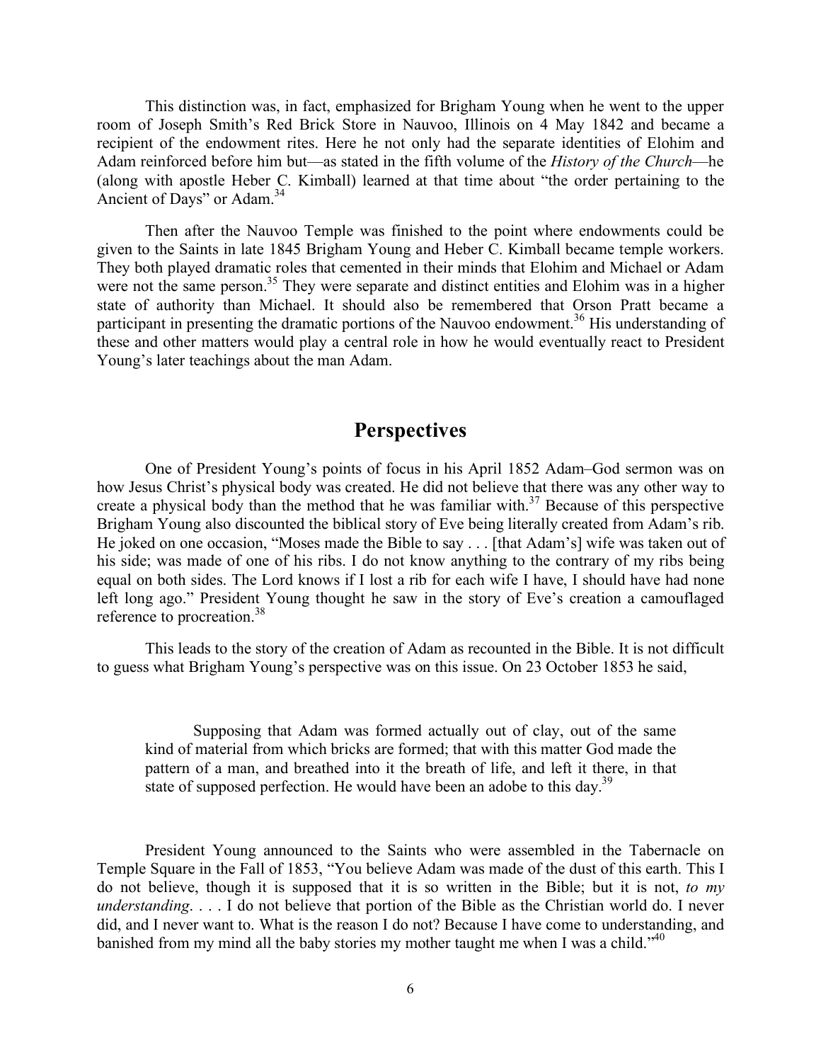This distinction was, in fact, emphasized for Brigham Young when he went to the upper room of Joseph Smith's Red Brick Store in Nauvoo, Illinois on 4 May 1842 and became a recipient of the endowment rites. Here he not only had the separate identities of Elohim and Adam reinforced before him but—as stated in the fifth volume of the *History of the Church*—he (along with apostle Heber C. Kimball) learned at that time about "the order pertaining to the Ancient of Days" or Adam.[34]

Then after the Nauvoo Temple was finished to the point where endowments could be given to the Saints in late 1845 Brigham Young and Heber C. Kimball became temple workers. They both played dramatic roles that cemented in their minds that Elohim and Michael or Adam were not the same person.[35] They were separate and distinct entities and Elohim was in a higher state of authority than Michael. It should also be remembered that Orson Pratt became a participant in presenting the dramatic portions of the Nauvoo endowment.[36] His understanding of these and other matters would play a central role in how he would eventually react to President Young's later teachings about the man Adam.

## Perspectives

One of President Young's points of focus in his April 1852 Adam–God sermon was on how Jesus Christ's physical body was created. He did not believe that there was any other way to create a physical body than the method that he was familiar with.[37] Because of this perspective Brigham Young also discounted the biblical story of Eve being literally created from Adam's rib. He joked on one occasion, "Moses made the Bible to say . . . [that Adam's] wife was taken out of his side; was made of one of his ribs. I do not know anything to the contrary of my ribs being equal on both sides. The Lord knows if I lost a rib for each wife I have, I should have had none left long ago." President Young thought he saw in the story of Eve's creation a camouflaged reference to procreation.[38]

This leads to the story of the creation of Adam as recounted in the Bible. It is not difficult to guess what Brigham Young's perspective was on this issue. On 23 October 1853 he said,

> Supposing that Adam was formed actually out of clay, out of the same kind of material from which bricks are formed; that with this matter God made the pattern of a man, and breathed into it the breath of life, and left it there, in that state of supposed perfection. He would have been an adobe to this day.[39]

President Young announced to the Saints who were assembled in the Tabernacle on Temple Square in the Fall of 1853, "You believe Adam was made of the dust of this earth. This I do not believe, though it is supposed that it is so written in the Bible; but it is not, *to my understanding*. . . . I do not believe that portion of the Bible as the Christian world do. I never did, and I never want to. What is the reason I do not? Because I have come to understanding, and banished from my mind all the baby stories my mother taught me when I was a child."[40]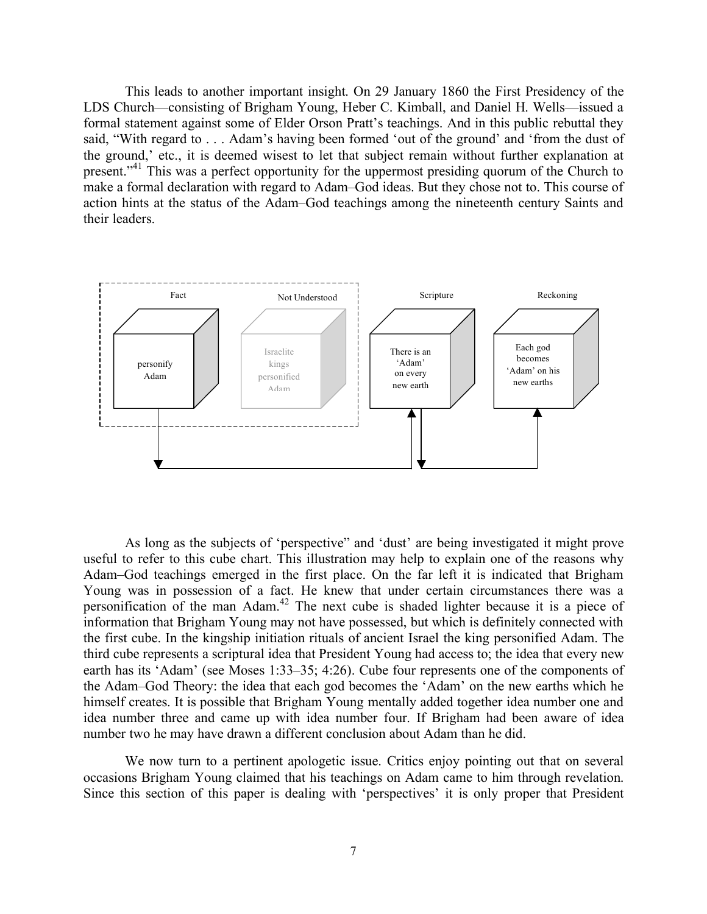This leads to another important insight. On 29 January 1860 the First Presidency of the LDS Church—consisting of Brigham Young, Heber C. Kimball, and Daniel H. Wells—issued a formal statement against some of Elder Orson Pratt's teachings. And in this public rebuttal they said, "With regard to . . . Adam's having been formed 'out of the ground' and 'from the dust of the ground,' etc., it is deemed wisest to let that subject remain without further explanation at present."[41] This was a perfect opportunity for the uppermost presiding quorum of the Church to make a formal declaration with regard to Adam–God ideas. But they chose not to. This course of action hints at the status of the Adam–God teachings among the nineteenth century Saints and their leaders.

As long as the subjects of 'perspective" and 'dust' are being investigated it might prove useful to refer to this cube chart. This illustration may help to explain one of the reasons why Adam–God teachings emerged in the first place. On the far left it is indicated that Brigham Young was in possession of a fact. He knew that under certain circumstances there was a personification of the man Adam.[42] The next cube is shaded lighter because it is a piece of information that Brigham Young may not have possessed, but which is definitely connected with the first cube. In the kingship initiation rituals of ancient Israel the king personified Adam. The third cube represents a scriptural idea that President Young had access to; the idea that every new earth has its 'Adam' (see Moses 1:33–35; 4:26). Cube four represents one of the components of the Adam–God Theory: the idea that each god becomes the 'Adam' on the new earths which he himself creates. It is possible that Brigham Young mentally added together idea number one and idea number three and came up with idea number four. If Brigham had been aware of idea number two he may have drawn a different conclusion about Adam than he did.

We now turn to a pertinent apologetic issue. Critics enjoy pointing out that on several occasions Brigham Young claimed that his teachings on Adam came to him through revelation. Since this section of this paper is dealing with 'perspectives' it is only proper that President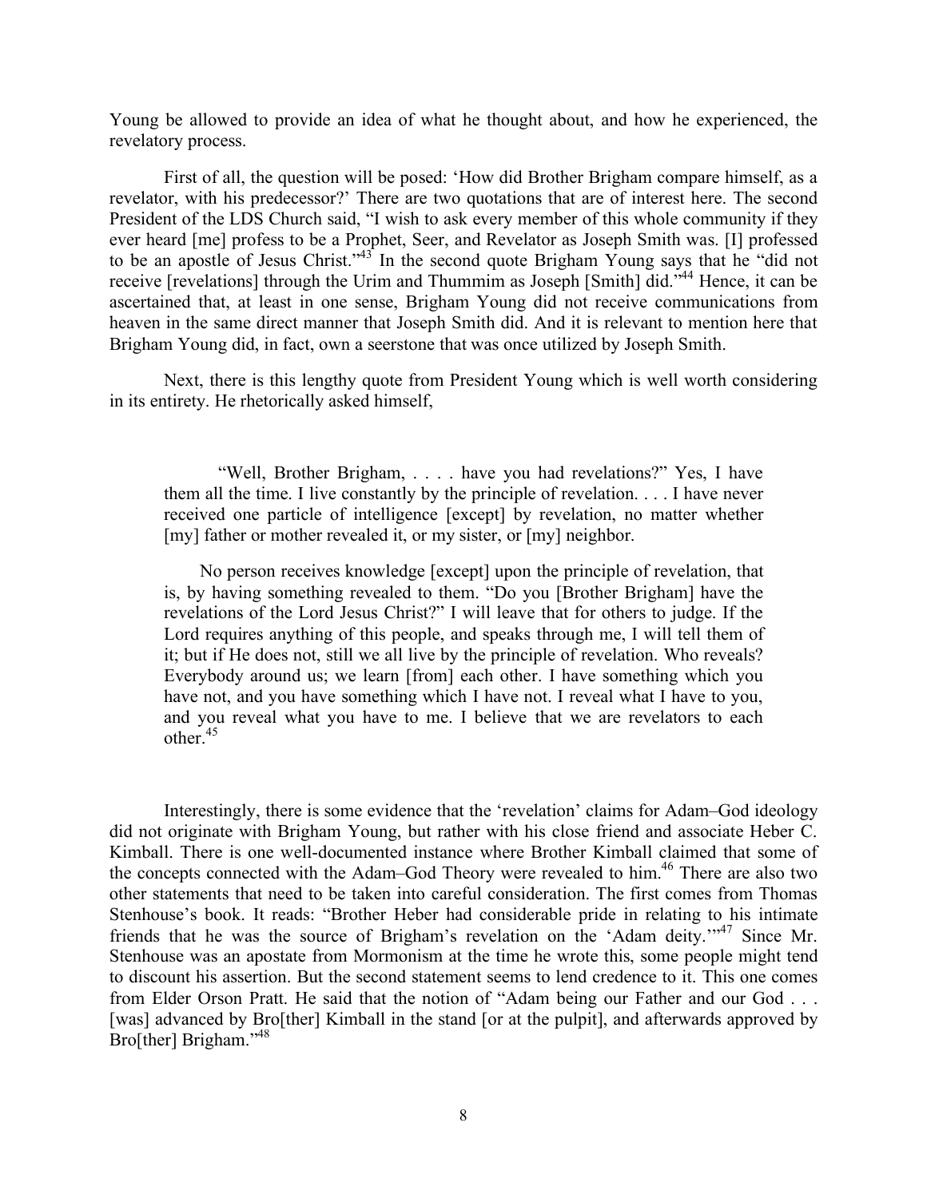Young be allowed to provide an idea of what he thought about, and how he experienced, the revelatory process.

First of all, the question will be posed: 'How did Brother Brigham compare himself, as a revelator, with his predecessor?' There are two quotations that are of interest here. The second President of the LDS Church said, "I wish to ask every member of this whole community if they ever heard [me] profess to be a Prophet, Seer, and Revelator as Joseph Smith was. [I] professed to be an apostle of Jesus Christ."[43] In the second quote Brigham Young says that he "did not receive [revelations] through the Urim and Thummim as Joseph [Smith] did."[44] Hence, it can be ascertained that, at least in one sense, Brigham Young did not receive communications from heaven in the same direct manner that Joseph Smith did. And it is relevant to mention here that Brigham Young did, in fact, own a seerstone that was once utilized by Joseph Smith.

Next, there is this lengthy quote from President Young which is well worth considering in its entirety. He rhetorically asked himself,

> "Well, Brother Brigham, . . . . have you had revelations?" Yes, I have them all the time. I live constantly by the principle of revelation. . . . I have never received one particle of intelligence [except] by revelation, no matter whether [my] father or mother revealed it, or my sister, or [my] neighbor.
>
> No person receives knowledge [except] upon the principle of revelation, that is, by having something revealed to them. "Do you [Brother Brigham] have the revelations of the Lord Jesus Christ?" I will leave that for others to judge. If the Lord requires anything of this people, and speaks through me, I will tell them of it; but if He does not, still we all live by the principle of revelation. Who reveals? Everybody around us; we learn [from] each other. I have something which you have not, and you have something which I have not. I reveal what I have to you, and you reveal what you have to me. I believe that we are revelators to each other.[45]

Interestingly, there is some evidence that the 'revelation' claims for Adam–God ideology did not originate with Brigham Young, but rather with his close friend and associate Heber C. Kimball. There is one well-documented instance where Brother Kimball claimed that some of the concepts connected with the Adam–God Theory were revealed to him.[46] There are also two other statements that need to be taken into careful consideration. The first comes from Thomas Stenhouse's book. It reads: "Brother Heber had considerable pride in relating to his intimate friends that he was the source of Brigham's revelation on the 'Adam deity.'"[47] Since Mr. Stenhouse was an apostate from Mormonism at the time he wrote this, some people might tend to discount his assertion. But the second statement seems to lend credence to it. This one comes from Elder Orson Pratt. He said that the notion of "Adam being our Father and our God . . . [was] advanced by Bro[ther] Kimball in the stand [or at the pulpit], and afterwards approved by Bro[ther] Brigham."[48]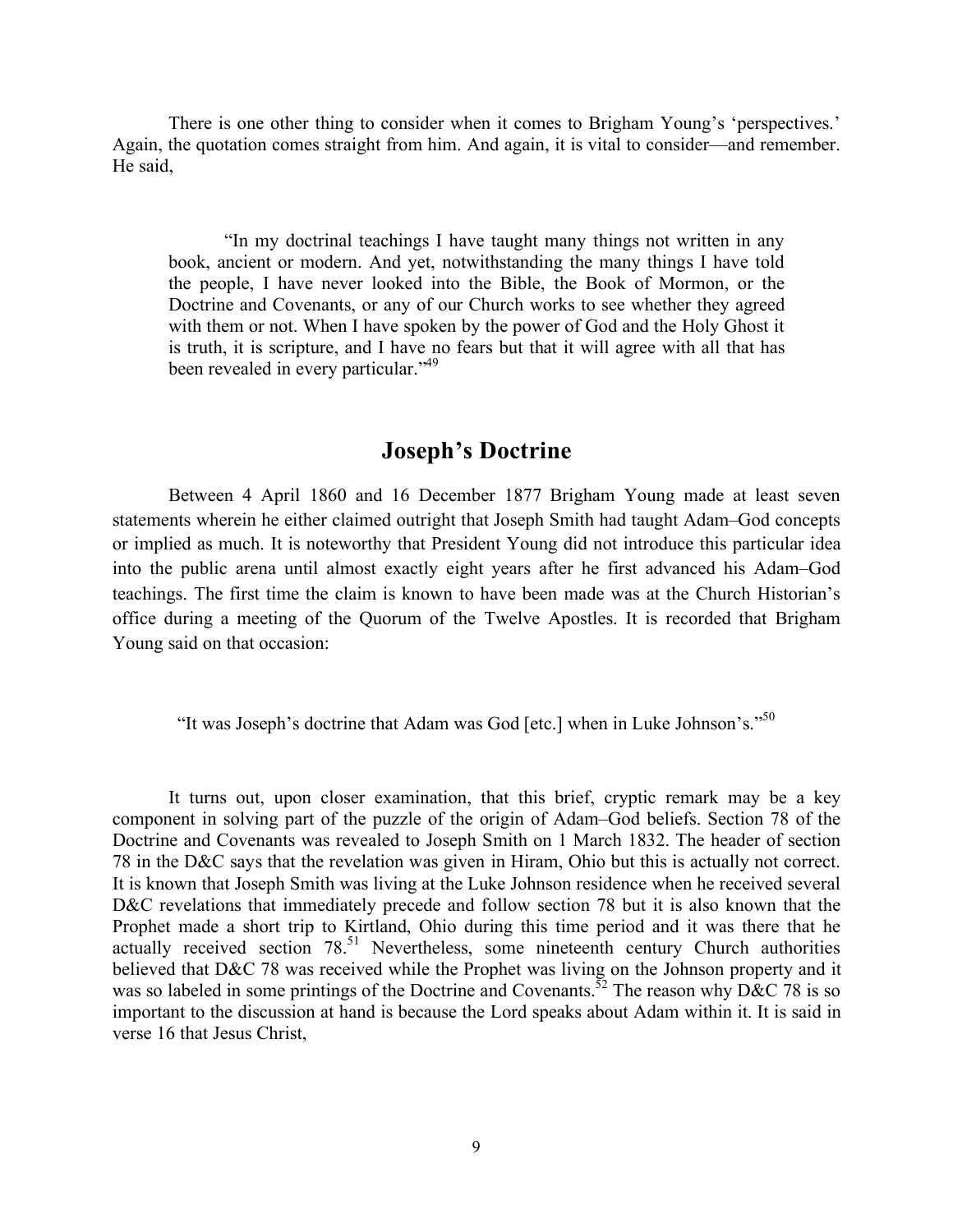There is one other thing to consider when it comes to Brigham Young's 'perspectives.' Again, the quotation comes straight from him. And again, it is vital to consider—and remember. He said,

> "In my doctrinal teachings I have taught many things not written in any book, ancient or modern. And yet, notwithstanding the many things I have told the people, I have never looked into the Bible, the Book of Mormon, or the Doctrine and Covenants, or any of our Church works to see whether they agreed with them or not. When I have spoken by the power of God and the Holy Ghost it is truth, it is scripture, and I have no fears but that it will agree with all that has been revealed in every particular."[49]

## Joseph's Doctrine

Between 4 April 1860 and 16 December 1877 Brigham Young made at least seven statements wherein he either claimed outright that Joseph Smith had taught Adam–God concepts or implied as much. It is noteworthy that President Young did not introduce this particular idea into the public arena until almost exactly eight years after he first advanced his Adam–God teachings. The first time the claim is known to have been made was at the Church Historian's office during a meeting of the Quorum of the Twelve Apostles. It is recorded that Brigham Young said on that occasion:

> "It was Joseph's doctrine that Adam was God [etc.] when in Luke Johnson's."[50]

It turns out, upon closer examination, that this brief, cryptic remark may be a key component in solving part of the puzzle of the origin of Adam–God beliefs. Section 78 of the Doctrine and Covenants was revealed to Joseph Smith on 1 March 1832. The header of section 78 in the D&C says that the revelation was given in Hiram, Ohio but this is actually not correct. It is known that Joseph Smith was living at the Luke Johnson residence when he received several D&C revelations that immediately precede and follow section 78 but it is also known that the Prophet made a short trip to Kirtland, Ohio during this time period and it was there that he actually received section 78.[51] Nevertheless, some nineteenth century Church authorities believed that D&C 78 was received while the Prophet was living on the Johnson property and it was so labeled in some printings of the Doctrine and Covenants.[52] The reason why D&C 78 is so important to the discussion at hand is because the Lord speaks about Adam within it. It is said in verse 16 that Jesus Christ,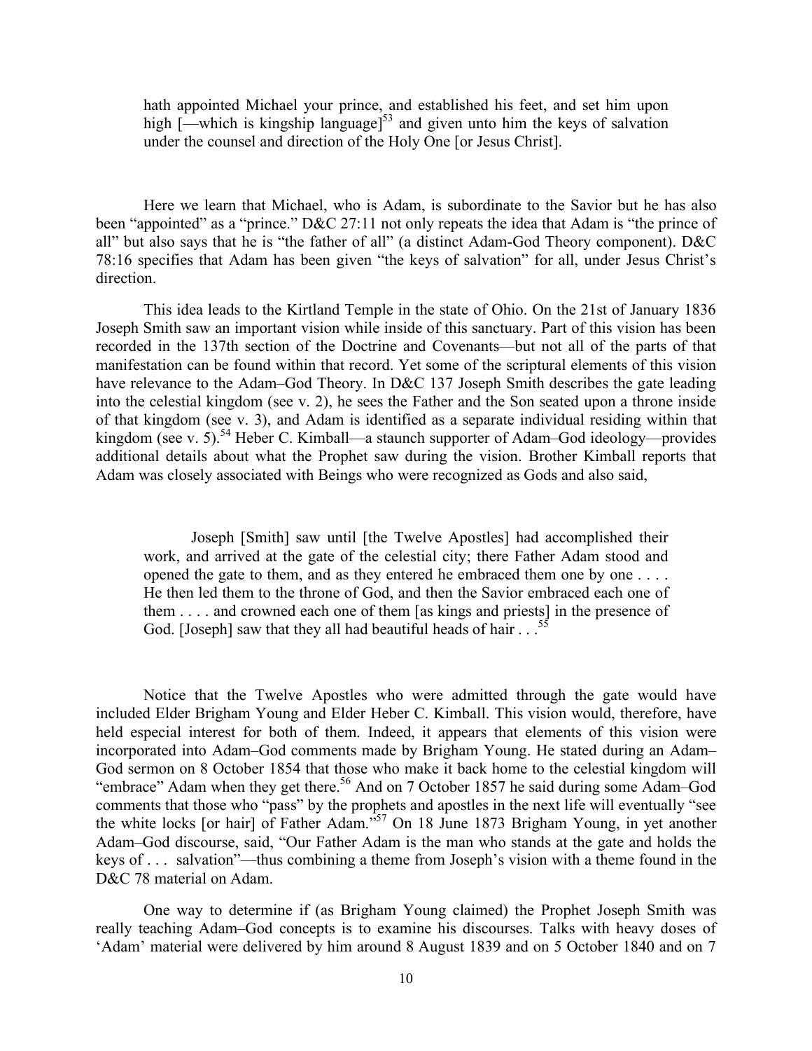> hath appointed Michael your prince, and established his feet, and set him upon high [—which is kingship language][53] and given unto him the keys of salvation under the counsel and direction of the Holy One [or Jesus Christ].

Here we learn that Michael, who is Adam, is subordinate to the Savior but he has also been "appointed" as a "prince." D&C 27:11 not only repeats the idea that Adam is "the prince of all" but also says that he is "the father of all" (a distinct Adam-God Theory component). D&C 78:16 specifies that Adam has been given "the keys of salvation" for all, under Jesus Christ's direction.

This idea leads to the Kirtland Temple in the state of Ohio. On the 21st of January 1836 Joseph Smith saw an important vision while inside of this sanctuary. Part of this vision has been recorded in the 137th section of the Doctrine and Covenants—but not all of the parts of that manifestation can be found within that record. Yet some of the scriptural elements of this vision have relevance to the Adam–God Theory. In D&C 137 Joseph Smith describes the gate leading into the celestial kingdom (see v. 2), he sees the Father and the Son seated upon a throne inside of that kingdom (see v. 3), and Adam is identified as a separate individual residing within that kingdom (see v. 5).[54] Heber C. Kimball—a staunch supporter of Adam–God ideology—provides additional details about what the Prophet saw during the vision. Brother Kimball reports that Adam was closely associated with Beings who were recognized as Gods and also said,

> Joseph [Smith] saw until [the Twelve Apostles] had accomplished their work, and arrived at the gate of the celestial city; there Father Adam stood and opened the gate to them, and as they entered he embraced them one by one . . . . He then led them to the throne of God, and then the Savior embraced each one of them . . . . and crowned each one of them [as kings and priests] in the presence of God. [Joseph] saw that they all had beautiful heads of hair . . .[55]

Notice that the Twelve Apostles who were admitted through the gate would have included Elder Brigham Young and Elder Heber C. Kimball. This vision would, therefore, have held especial interest for both of them. Indeed, it appears that elements of this vision were incorporated into Adam–God comments made by Brigham Young. He stated during an Adam–God sermon on 8 October 1854 that those who make it back home to the celestial kingdom will "embrace" Adam when they get there.[56] And on 7 October 1857 he said during some Adam–God comments that those who "pass" by the prophets and apostles in the next life will eventually "see the white locks [or hair] of Father Adam."[57] On 18 June 1873 Brigham Young, in yet another Adam–God discourse, said, "Our Father Adam is the man who stands at the gate and holds the keys of . . . salvation"—thus combining a theme from Joseph's vision with a theme found in the D&C 78 material on Adam.

One way to determine if (as Brigham Young claimed) the Prophet Joseph Smith was really teaching Adam–God concepts is to examine his discourses. Talks with heavy doses of 'Adam' material were delivered by him around 8 August 1839 and on 5 October 1840 and on 7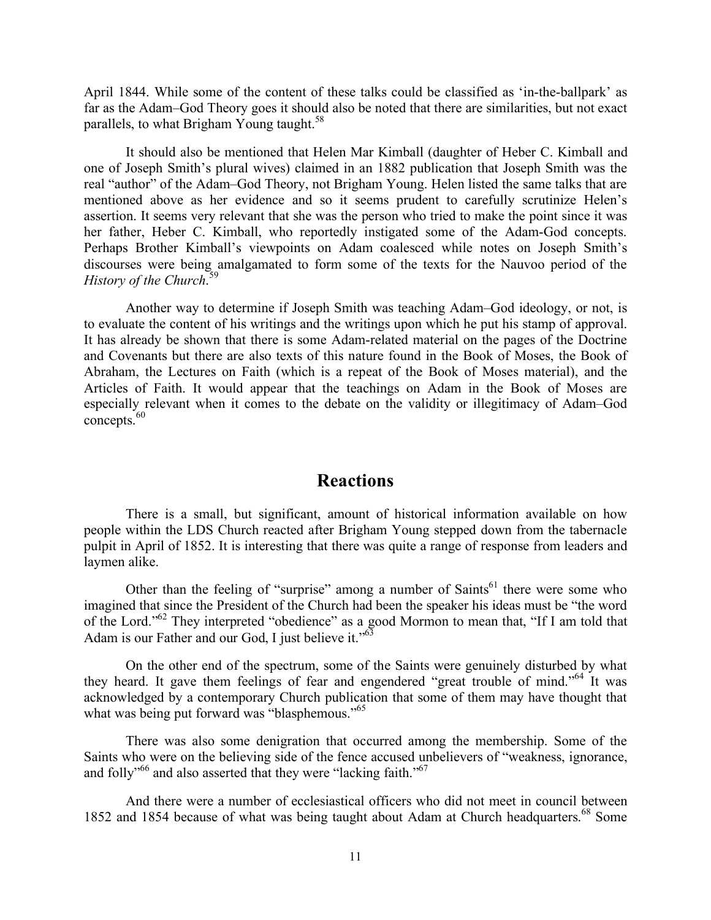April 1844. While some of the content of these talks could be classified as 'in-the-ballpark' as far as the Adam–God Theory goes it should also be noted that there are similarities, but not exact parallels, to what Brigham Young taught.[58]

It should also be mentioned that Helen Mar Kimball (daughter of Heber C. Kimball and one of Joseph Smith's plural wives) claimed in an 1882 publication that Joseph Smith was the real "author" of the Adam–God Theory, not Brigham Young. Helen listed the same talks that are mentioned above as her evidence and so it seems prudent to carefully scrutinize Helen's assertion. It seems very relevant that she was the person who tried to make the point since it was her father, Heber C. Kimball, who reportedly instigated some of the Adam-God concepts. Perhaps Brother Kimball's viewpoints on Adam coalesced while notes on Joseph Smith's discourses were being amalgamated to form some of the texts for the Nauvoo period of the *History of the Church*.[59]

Another way to determine if Joseph Smith was teaching Adam–God ideology, or not, is to evaluate the content of his writings and the writings upon which he put his stamp of approval. It has already be shown that there is some Adam-related material on the pages of the Doctrine and Covenants but there are also texts of this nature found in the Book of Moses, the Book of Abraham, the Lectures on Faith (which is a repeat of the Book of Moses material), and the Articles of Faith. It would appear that the teachings on Adam in the Book of Moses are especially relevant when it comes to the debate on the validity or illegitimacy of Adam–God concepts.[60]

## Reactions

There is a small, but significant, amount of historical information available on how people within the LDS Church reacted after Brigham Young stepped down from the tabernacle pulpit in April of 1852. It is interesting that there was quite a range of response from leaders and laymen alike.

Other than the feeling of "surprise" among a number of Saints[61] there were some who imagined that since the President of the Church had been the speaker his ideas must be "the word of the Lord."[62] They interpreted "obedience" as a good Mormon to mean that, "If I am told that Adam is our Father and our God, I just believe it."[63]

On the other end of the spectrum, some of the Saints were genuinely disturbed by what they heard. It gave them feelings of fear and engendered "great trouble of mind."[64] It was acknowledged by a contemporary Church publication that some of them may have thought that what was being put forward was "blasphemous."[65]

There was also some denigration that occurred among the membership. Some of the Saints who were on the believing side of the fence accused unbelievers of "weakness, ignorance, and folly"[66] and also asserted that they were "lacking faith."[67]

And there were a number of ecclesiastical officers who did not meet in council between 1852 and 1854 because of what was being taught about Adam at Church headquarters.[68] Some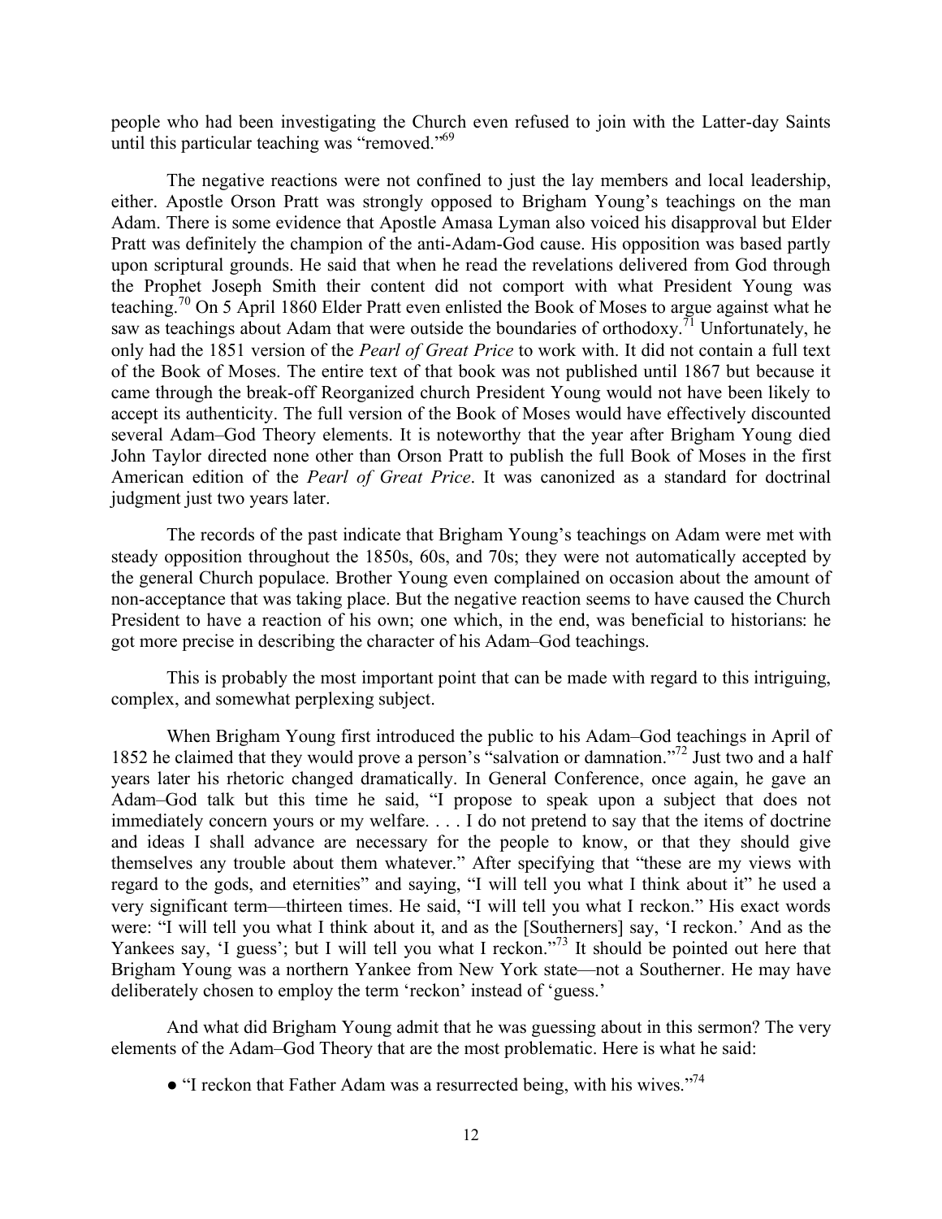people who had been investigating the Church even refused to join with the Latter-day Saints until this particular teaching was "removed."[69]

The negative reactions were not confined to just the lay members and local leadership, either. Apostle Orson Pratt was strongly opposed to Brigham Young's teachings on the man Adam. There is some evidence that Apostle Amasa Lyman also voiced his disapproval but Elder Pratt was definitely the champion of the anti-Adam-God cause. His opposition was based partly upon scriptural grounds. He said that when he read the revelations delivered from God through the Prophet Joseph Smith their content did not comport with what President Young was teaching.[70] On 5 April 1860 Elder Pratt even enlisted the Book of Moses to argue against what he saw as teachings about Adam that were outside the boundaries of orthodoxy.[71] Unfortunately, he only had the 1851 version of the *Pearl of Great Price* to work with. It did not contain a full text of the Book of Moses. The entire text of that book was not published until 1867 but because it came through the break-off Reorganized church President Young would not have been likely to accept its authenticity. The full version of the Book of Moses would have effectively discounted several Adam–God Theory elements. It is noteworthy that the year after Brigham Young died John Taylor directed none other than Orson Pratt to publish the full Book of Moses in the first American edition of the *Pearl of Great Price*. It was canonized as a standard for doctrinal judgment just two years later.

The records of the past indicate that Brigham Young's teachings on Adam were met with steady opposition throughout the 1850s, 60s, and 70s; they were not automatically accepted by the general Church populace. Brother Young even complained on occasion about the amount of non-acceptance that was taking place. But the negative reaction seems to have caused the Church President to have a reaction of his own; one which, in the end, was beneficial to historians: he got more precise in describing the character of his Adam–God teachings.

This is probably the most important point that can be made with regard to this intriguing, complex, and somewhat perplexing subject.

When Brigham Young first introduced the public to his Adam–God teachings in April of 1852 he claimed that they would prove a person's "salvation or damnation."[72] Just two and a half years later his rhetoric changed dramatically. In General Conference, once again, he gave an Adam–God talk but this time he said, "I propose to speak upon a subject that does not immediately concern yours or my welfare. . . . I do not pretend to say that the items of doctrine and ideas I shall advance are necessary for the people to know, or that they should give themselves any trouble about them whatever." After specifying that "these are my views with regard to the gods, and eternities" and saying, "I will tell you what I think about it" he used a very significant term—thirteen times. He said, "I will tell you what I reckon." His exact words were: "I will tell you what I think about it, and as the [Southerners] say, 'I reckon.' And as the Yankees say, 'I guess'; but I will tell you what I reckon."[73] It should be pointed out here that Brigham Young was a northern Yankee from New York state—not a Southerner. He may have deliberately chosen to employ the term 'reckon' instead of 'guess.'

And what did Brigham Young admit that he was guessing about in this sermon? The very elements of the Adam–God Theory that are the most problematic. Here is what he said:

- "I reckon that Father Adam was a resurrected being, with his wives."[74]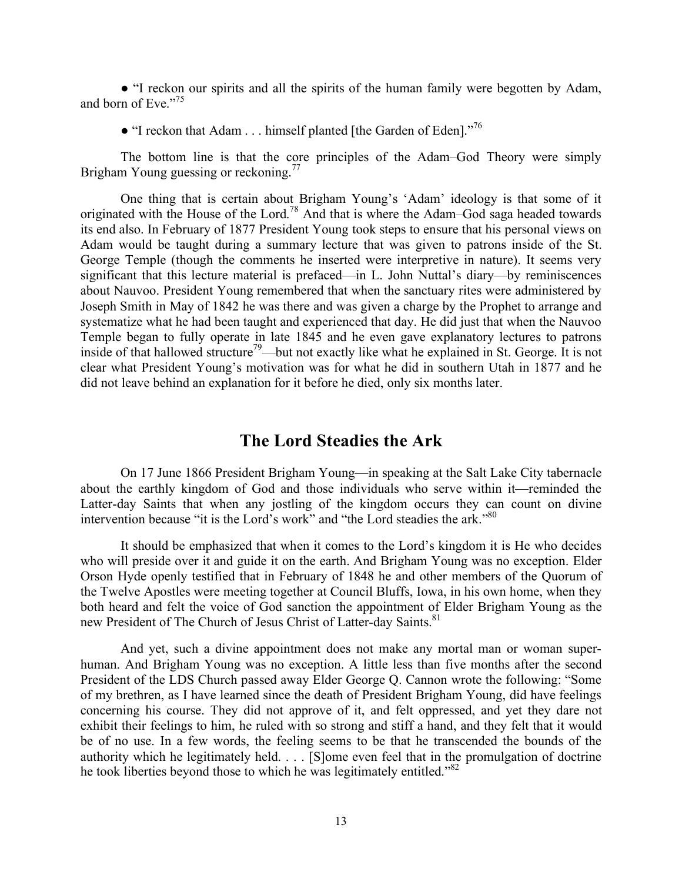● “I reckon our spirits and all the spirits of the human family were begotten by Adam, and born of Eve.”[75]

● “I reckon that Adam . . . himself planted [the Garden of Eden].”[76]

The bottom line is that the core principles of the Adam–God Theory were simply Brigham Young guessing or reckoning.[77]

One thing that is certain about Brigham Young’s ‘Adam’ ideology is that some of it originated with the House of the Lord.[78] And that is where the Adam–God saga headed towards its end also. In February of 1877 President Young took steps to ensure that his personal views on Adam would be taught during a summary lecture that was given to patrons inside of the St. George Temple (though the comments he inserted were interpretive in nature). It seems very significant that this lecture material is prefaced—in L. John Nuttal’s diary—by reminiscences about Nauvoo. President Young remembered that when the sanctuary rites were administered by Joseph Smith in May of 1842 he was there and was given a charge by the Prophet to arrange and systematize what he had been taught and experienced that day. He did just that when the Nauvoo Temple began to fully operate in late 1845 and he even gave explanatory lectures to patrons inside of that hallowed structure[79]—but not exactly like what he explained in St. George. It is not clear what President Young’s motivation was for what he did in southern Utah in 1877 and he did not leave behind an explanation for it before he died, only six months later.

## The Lord Steadies the Ark

On 17 June 1866 President Brigham Young—in speaking at the Salt Lake City tabernacle about the earthly kingdom of God and those individuals who serve within it—reminded the Latter-day Saints that when any jostling of the kingdom occurs they can count on divine intervention because “it is the Lord’s work” and “the Lord steadies the ark.”[80]

It should be emphasized that when it comes to the Lord’s kingdom it is He who decides who will preside over it and guide it on the earth. And Brigham Young was no exception. Elder Orson Hyde openly testified that in February of 1848 he and other members of the Quorum of the Twelve Apostles were meeting together at Council Bluffs, Iowa, in his own home, when they both heard and felt the voice of God sanction the appointment of Elder Brigham Young as the new President of The Church of Jesus Christ of Latter-day Saints.[81]

And yet, such a divine appointment does not make any mortal man or woman super-human. And Brigham Young was no exception. A little less than five months after the second President of the LDS Church passed away Elder George Q. Cannon wrote the following: “Some of my brethren, as I have learned since the death of President Brigham Young, did have feelings concerning his course. They did not approve of it, and felt oppressed, and yet they dare not exhibit their feelings to him, he ruled with so strong and stiff a hand, and they felt that it would be of no use. In a few words, the feeling seems to be that he transcended the bounds of the authority which he legitimately held. . . . [S]ome even feel that in the promulgation of doctrine he took liberties beyond those to which he was legitimately entitled.”[82]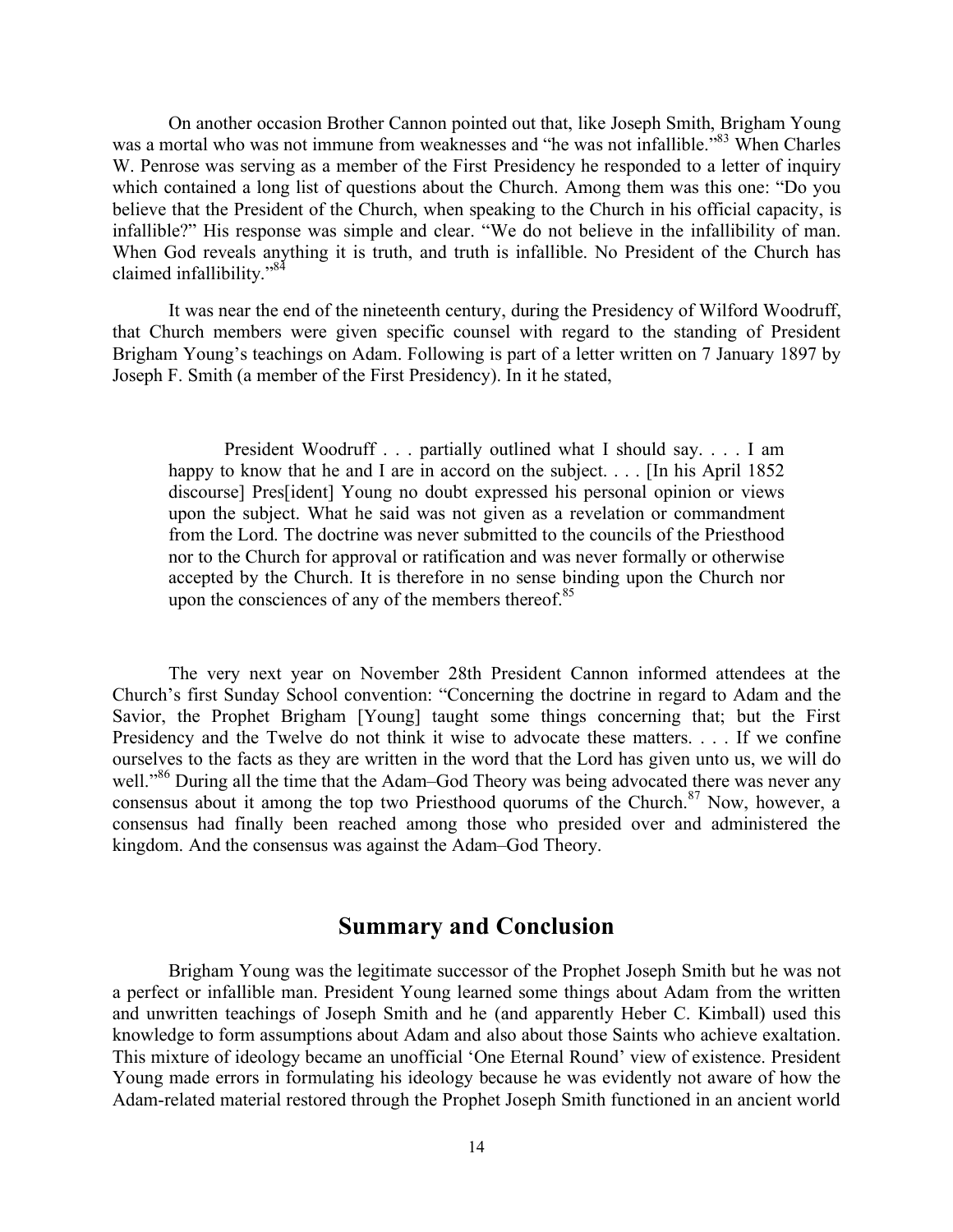On another occasion Brother Cannon pointed out that, like Joseph Smith, Brigham Young was a mortal who was not immune from weaknesses and "he was not infallible."[83] When Charles W. Penrose was serving as a member of the First Presidency he responded to a letter of inquiry which contained a long list of questions about the Church. Among them was this one: "Do you believe that the President of the Church, when speaking to the Church in his official capacity, is infallible?" His response was simple and clear. "We do not believe in the infallibility of man. When God reveals anything it is truth, and truth is infallible. No President of the Church has claimed infallibility."[84]

It was near the end of the nineteenth century, during the Presidency of Wilford Woodruff, that Church members were given specific counsel with regard to the standing of President Brigham Young's teachings on Adam. Following is part of a letter written on 7 January 1897 by Joseph F. Smith (a member of the First Presidency). In it he stated,

> President Woodruff . . . partially outlined what I should say. . . . I am happy to know that he and I are in accord on the subject. . . . [In his April 1852 discourse] Pres[ident] Young no doubt expressed his personal opinion or views upon the subject. What he said was not given as a revelation or commandment from the Lord. The doctrine was never submitted to the councils of the Priesthood nor to the Church for approval or ratification and was never formally or otherwise accepted by the Church. It is therefore in no sense binding upon the Church nor upon the consciences of any of the members thereof.[85]

The very next year on November 28th President Cannon informed attendees at the Church's first Sunday School convention: "Concerning the doctrine in regard to Adam and the Savior, the Prophet Brigham [Young] taught some things concerning that; but the First Presidency and the Twelve do not think it wise to advocate these matters. . . . If we confine ourselves to the facts as they are written in the word that the Lord has given unto us, we will do well."[86] During all the time that the Adam–God Theory was being advocated there was never any consensus about it among the top two Priesthood quorums of the Church.[87] Now, however, a consensus had finally been reached among those who presided over and administered the kingdom. And the consensus was against the Adam–God Theory.

## Summary and Conclusion

Brigham Young was the legitimate successor of the Prophet Joseph Smith but he was not a perfect or infallible man. President Young learned some things about Adam from the written and unwritten teachings of Joseph Smith and he (and apparently Heber C. Kimball) used this knowledge to form assumptions about Adam and also about those Saints who achieve exaltation. This mixture of ideology became an unofficial 'One Eternal Round' view of existence. President Young made errors in formulating his ideology because he was evidently not aware of how the Adam-related material restored through the Prophet Joseph Smith functioned in an ancient world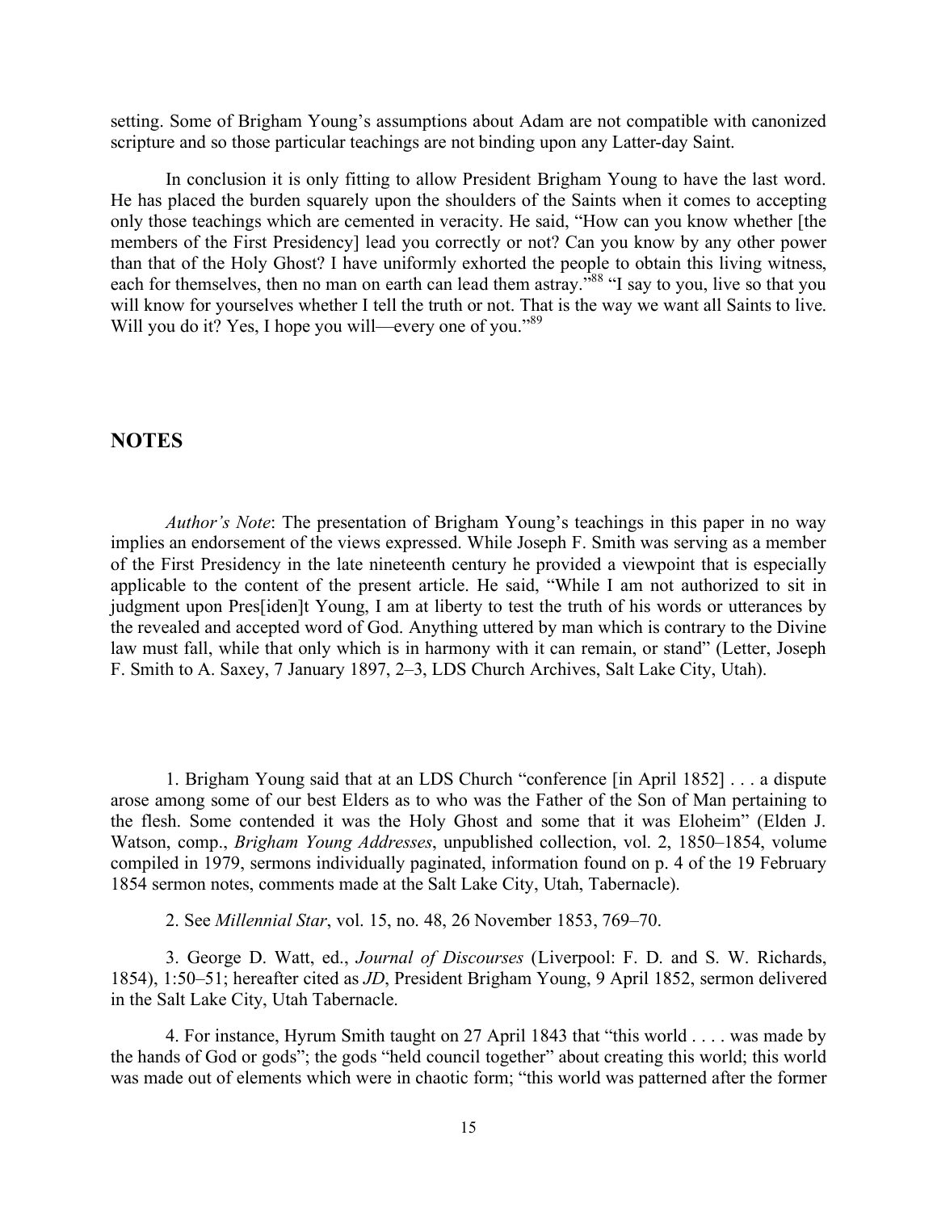setting. Some of Brigham Young's assumptions about Adam are not compatible with canonized scripture and so those particular teachings are not binding upon any Latter-day Saint.

In conclusion it is only fitting to allow President Brigham Young to have the last word. He has placed the burden squarely upon the shoulders of the Saints when it comes to accepting only those teachings which are cemented in veracity. He said, "How can you know whether [the members of the First Presidency] lead you correctly or not? Can you know by any other power than that of the Holy Ghost? I have uniformly exhorted the people to obtain this living witness, each for themselves, then no man on earth can lead them astray."[88] "I say to you, live so that you will know for yourselves whether I tell the truth or not. That is the way we want all Saints to live. Will you do it? Yes, I hope you will—every one of you."[89]

## NOTES

*Author's Note*: The presentation of Brigham Young's teachings in this paper in no way implies an endorsement of the views expressed. While Joseph F. Smith was serving as a member of the First Presidency in the late nineteenth century he provided a viewpoint that is especially applicable to the content of the present article. He said, "While I am not authorized to sit in judgment upon Pres[iden]t Young, I am at liberty to test the truth of his words or utterances by the revealed and accepted word of God. Anything uttered by man which is contrary to the Divine law must fall, while that only which is in harmony with it can remain, or stand" (Letter, Joseph F. Smith to A. Saxey, 7 January 1897, 2–3, LDS Church Archives, Salt Lake City, Utah).

1. Brigham Young said that at an LDS Church "conference [in April 1852] . . . a dispute arose among some of our best Elders as to who was the Father of the Son of Man pertaining to the flesh. Some contended it was the Holy Ghost and some that it was Eloheim" (Elden J. Watson, comp., *Brigham Young Addresses*, unpublished collection, vol. 2, 1850–1854, volume compiled in 1979, sermons individually paginated, information found on p. 4 of the 19 February 1854 sermon notes, comments made at the Salt Lake City, Utah, Tabernacle).

2. See *Millennial Star*, vol. 15, no. 48, 26 November 1853, 769–70.

3. George D. Watt, ed., *Journal of Discourses* (Liverpool: F. D. and S. W. Richards, 1854), 1:50–51; hereafter cited as *JD*, President Brigham Young, 9 April 1852, sermon delivered in the Salt Lake City, Utah Tabernacle.

4. For instance, Hyrum Smith taught on 27 April 1843 that "this world . . . . was made by the hands of God or gods"; the gods "held council together" about creating this world; this world was made out of elements which were in chaotic form; "this world was patterned after the former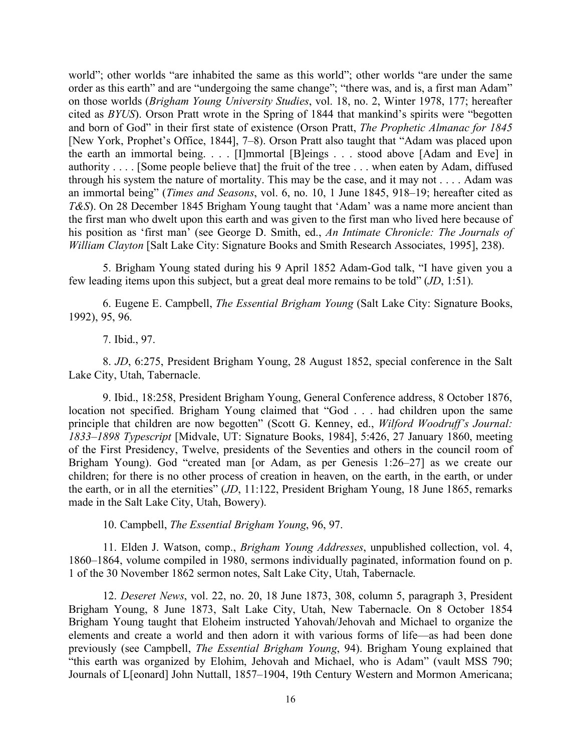world"; other worlds "are inhabited the same as this world"; other worlds "are under the same order as this earth" and are "undergoing the same change"; "there was, and is, a first man Adam" on those worlds (*Brigham Young University Studies*, vol. 18, no. 2, Winter 1978, 177; hereafter cited as *BYUS*). Orson Pratt wrote in the Spring of 1844 that mankind's spirits were "begotten and born of God" in their first state of existence (Orson Pratt, *The Prophetic Almanac for 1845* [New York, Prophet's Office, 1844], 7–8). Orson Pratt also taught that "Adam was placed upon the earth an immortal being. . . . [I]mmortal [B]eings . . . stood above [Adam and Eve] in authority . . . . [Some people believe that] the fruit of the tree . . . when eaten by Adam, diffused through his system the nature of mortality. This may be the case, and it may not . . . . Adam was an immortal being" (*Times and Seasons*, vol. 6, no. 10, 1 June 1845, 918–19; hereafter cited as *T&S*). On 28 December 1845 Brigham Young taught that 'Adam' was a name more ancient than the first man who dwelt upon this earth and was given to the first man who lived here because of his position as 'first man' (see George D. Smith, ed., *An Intimate Chronicle: The Journals of William Clayton* [Salt Lake City: Signature Books and Smith Research Associates, 1995], 238).

5. Brigham Young stated during his 9 April 1852 Adam-God talk, "I have given you a few leading items upon this subject, but a great deal more remains to be told" (*JD*, 1:51).

6. Eugene E. Campbell, *The Essential Brigham Young* (Salt Lake City: Signature Books, 1992), 95, 96.

7. Ibid., 97.

8. *JD*, 6:275, President Brigham Young, 28 August 1852, special conference in the Salt Lake City, Utah, Tabernacle.

9. Ibid., 18:258, President Brigham Young, General Conference address, 8 October 1876, location not specified. Brigham Young claimed that "God . . . had children upon the same principle that children are now begotten" (Scott G. Kenney, ed., *Wilford Woodruff's Journal: 1833–1898 Typescript* [Midvale, UT: Signature Books, 1984], 5:426, 27 January 1860, meeting of the First Presidency, Twelve, presidents of the Seventies and others in the council room of Brigham Young). God "created man [or Adam, as per Genesis 1:26–27] as we create our children; for there is no other process of creation in heaven, on the earth, in the earth, or under the earth, or in all the eternities" (*JD*, 11:122, President Brigham Young, 18 June 1865, remarks made in the Salt Lake City, Utah, Bowery).

10. Campbell, *The Essential Brigham Young*, 96, 97.

11. Elden J. Watson, comp., *Brigham Young Addresses*, unpublished collection, vol. 4, 1860–1864, volume compiled in 1980, sermons individually paginated, information found on p. 1 of the 30 November 1862 sermon notes, Salt Lake City, Utah, Tabernacle.

12. *Deseret News*, vol. 22, no. 20, 18 June 1873, 308, column 5, paragraph 3, President Brigham Young, 8 June 1873, Salt Lake City, Utah, New Tabernacle. On 8 October 1854 Brigham Young taught that Eloheim instructed Yahovah/Jehovah and Michael to organize the elements and create a world and then adorn it with various forms of life—as had been done previously (see Campbell, *The Essential Brigham Young*, 94). Brigham Young explained that "this earth was organized by Elohim, Jehovah and Michael, who is Adam" (vault MSS 790; Journals of L[eonard] John Nuttall, 1857–1904, 19th Century Western and Mormon Americana;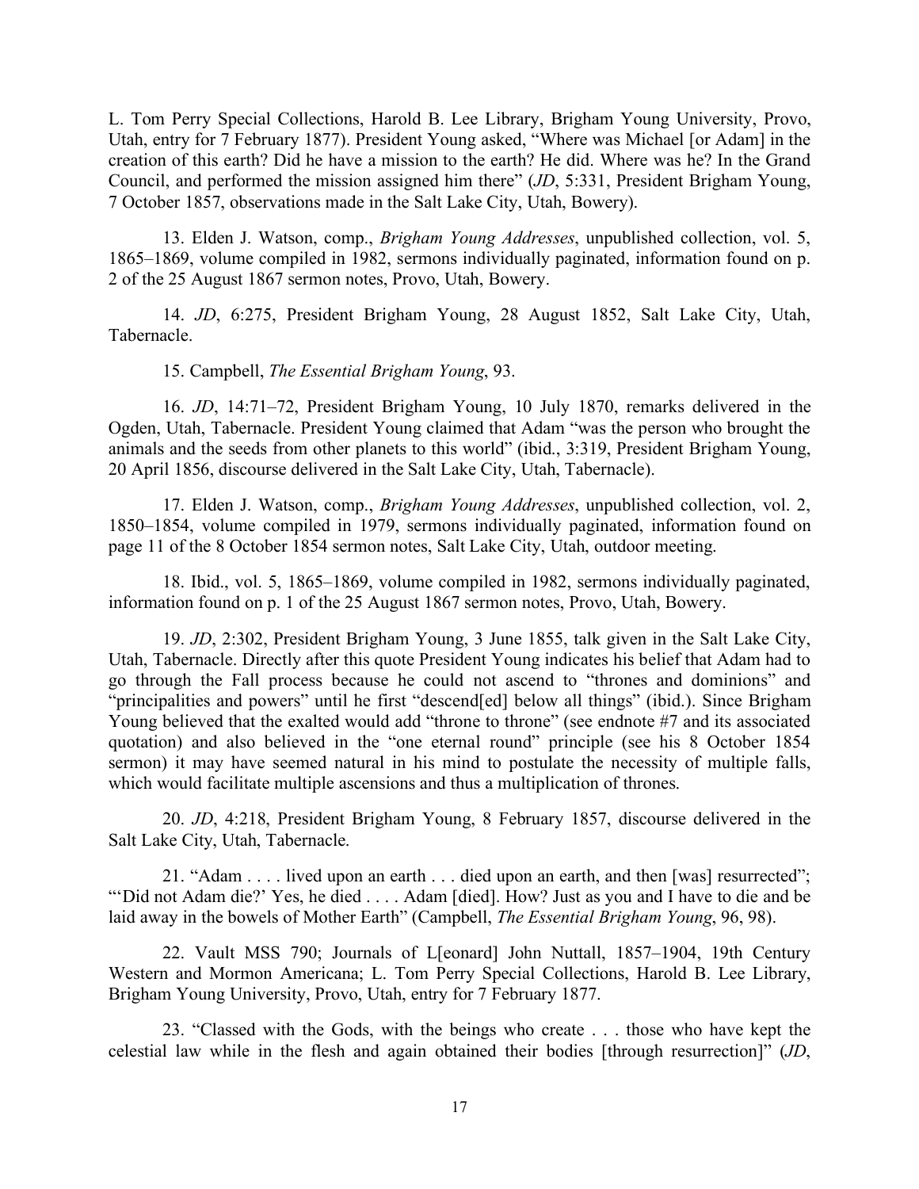L. Tom Perry Special Collections, Harold B. Lee Library, Brigham Young University, Provo, Utah, entry for 7 February 1877). President Young asked, "Where was Michael [or Adam] in the creation of this earth? Did he have a mission to the earth? He did. Where was he? In the Grand Council, and performed the mission assigned him there" (*JD*, 5:331, President Brigham Young, 7 October 1857, observations made in the Salt Lake City, Utah, Bowery).

13. Elden J. Watson, comp., *Brigham Young Addresses*, unpublished collection, vol. 5, 1865–1869, volume compiled in 1982, sermons individually paginated, information found on p. 2 of the 25 August 1867 sermon notes, Provo, Utah, Bowery.

14. *JD*, 6:275, President Brigham Young, 28 August 1852, Salt Lake City, Utah, Tabernacle.

15. Campbell, *The Essential Brigham Young*, 93.

16. *JD*, 14:71–72, President Brigham Young, 10 July 1870, remarks delivered in the Ogden, Utah, Tabernacle. President Young claimed that Adam "was the person who brought the animals and the seeds from other planets to this world" (ibid., 3:319, President Brigham Young, 20 April 1856, discourse delivered in the Salt Lake City, Utah, Tabernacle).

17. Elden J. Watson, comp., *Brigham Young Addresses*, unpublished collection, vol. 2, 1850–1854, volume compiled in 1979, sermons individually paginated, information found on page 11 of the 8 October 1854 sermon notes, Salt Lake City, Utah, outdoor meeting.

18. Ibid., vol. 5, 1865–1869, volume compiled in 1982, sermons individually paginated, information found on p. 1 of the 25 August 1867 sermon notes, Provo, Utah, Bowery.

19. *JD*, 2:302, President Brigham Young, 3 June 1855, talk given in the Salt Lake City, Utah, Tabernacle. Directly after this quote President Young indicates his belief that Adam had to go through the Fall process because he could not ascend to "thrones and dominions" and "principalities and powers" until he first "descend[ed] below all things" (ibid.). Since Brigham Young believed that the exalted would add "throne to throne" (see endnote #7 and its associated quotation) and also believed in the "one eternal round" principle (see his 8 October 1854 sermon) it may have seemed natural in his mind to postulate the necessity of multiple falls, which would facilitate multiple ascensions and thus a multiplication of thrones.

20. *JD*, 4:218, President Brigham Young, 8 February 1857, discourse delivered in the Salt Lake City, Utah, Tabernacle.

21. "Adam . . . . lived upon an earth . . . died upon an earth, and then [was] resurrected"; "'Did not Adam die?' Yes, he died . . . . Adam [died]. How? Just as you and I have to die and be laid away in the bowels of Mother Earth" (Campbell, *The Essential Brigham Young*, 96, 98).

22. Vault MSS 790; Journals of L[eonard] John Nuttall, 1857–1904, 19th Century Western and Mormon Americana; L. Tom Perry Special Collections, Harold B. Lee Library, Brigham Young University, Provo, Utah, entry for 7 February 1877.

23. "Classed with the Gods, with the beings who create . . . those who have kept the celestial law while in the flesh and again obtained their bodies [through resurrection]" (*JD*,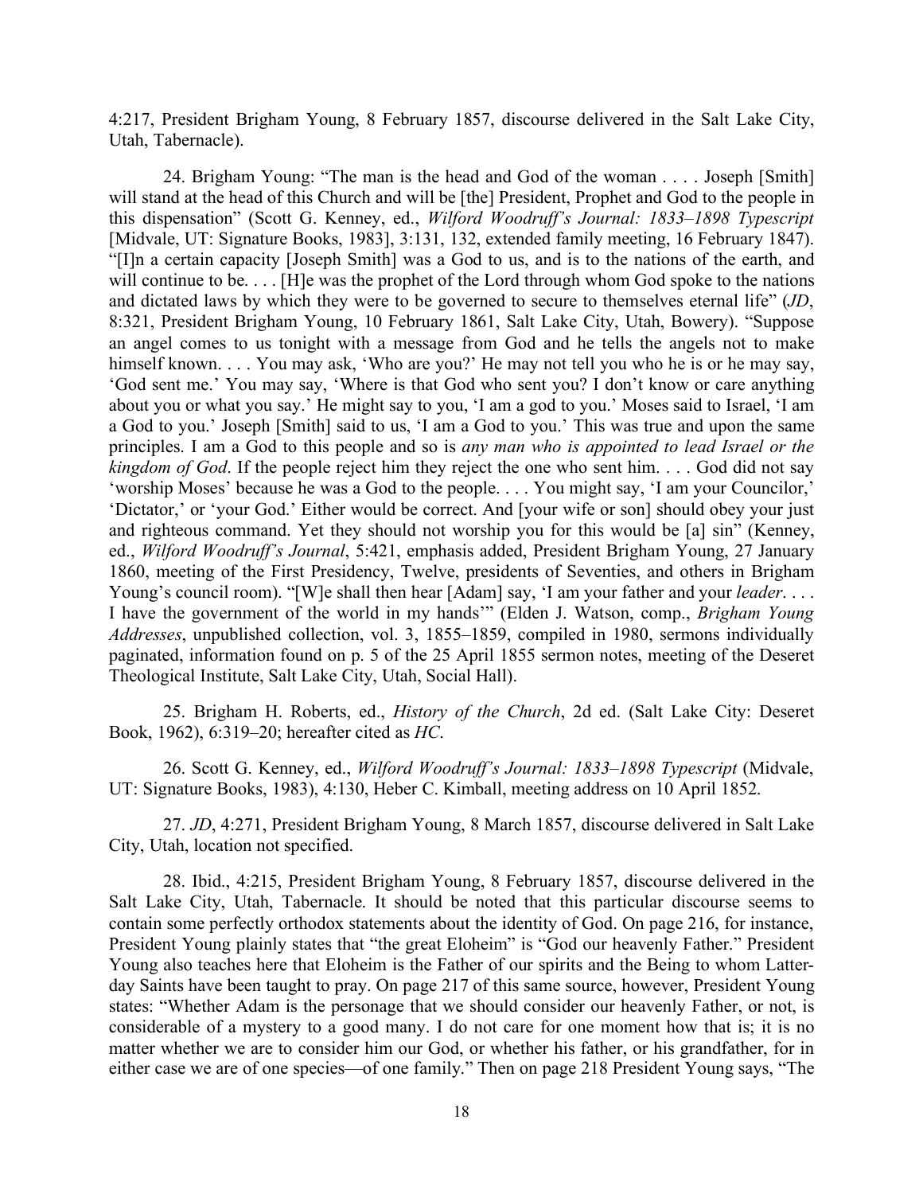4:217, President Brigham Young, 8 February 1857, discourse delivered in the Salt Lake City, Utah, Tabernacle).

24. Brigham Young: "The man is the head and God of the woman . . . . Joseph [Smith] will stand at the head of this Church and will be [the] President, Prophet and God to the people in this dispensation" (Scott G. Kenney, ed., *Wilford Woodruff's Journal: 1833–1898 Typescript* [Midvale, UT: Signature Books, 1983], 3:131, 132, extended family meeting, 16 February 1847). "[I]n a certain capacity [Joseph Smith] was a God to us, and is to the nations of the earth, and will continue to be. . . . [H]e was the prophet of the Lord through whom God spoke to the nations and dictated laws by which they were to be governed to secure to themselves eternal life" (*JD*, 8:321, President Brigham Young, 10 February 1861, Salt Lake City, Utah, Bowery). "Suppose an angel comes to us tonight with a message from God and he tells the angels not to make himself known. . . . You may ask, 'Who are you?' He may not tell you who he is or he may say, 'God sent me.' You may say, 'Where is that God who sent you? I don't know or care anything about you or what you say.' He might say to you, 'I am a god to you.' Moses said to Israel, 'I am a God to you.' Joseph [Smith] said to us, 'I am a God to you.' This was true and upon the same principles. I am a God to this people and so is *any man who is appointed to lead Israel or the kingdom of God*. If the people reject him they reject the one who sent him. . . . God did not say 'worship Moses' because he was a God to the people. . . . You might say, 'I am your Councilor,' 'Dictator,' or 'your God.' Either would be correct. And [your wife or son] should obey your just and righteous command. Yet they should not worship you for this would be [a] sin" (Kenney, ed., *Wilford Woodruff's Journal*, 5:421, emphasis added, President Brigham Young, 27 January 1860, meeting of the First Presidency, Twelve, presidents of Seventies, and others in Brigham Young's council room). "[W]e shall then hear [Adam] say, 'I am your father and your *leader*. . . . I have the government of the world in my hands'" (Elden J. Watson, comp., *Brigham Young Addresses*, unpublished collection, vol. 3, 1855–1859, compiled in 1980, sermons individually paginated, information found on p. 5 of the 25 April 1855 sermon notes, meeting of the Deseret Theological Institute, Salt Lake City, Utah, Social Hall).

25. Brigham H. Roberts, ed., *History of the Church*, 2d ed. (Salt Lake City: Deseret Book, 1962), 6:319–20; hereafter cited as *HC*.

26. Scott G. Kenney, ed., *Wilford Woodruff's Journal: 1833–1898 Typescript* (Midvale, UT: Signature Books, 1983), 4:130, Heber C. Kimball, meeting address on 10 April 1852.

27. *JD*, 4:271, President Brigham Young, 8 March 1857, discourse delivered in Salt Lake City, Utah, location not specified.

28. Ibid., 4:215, President Brigham Young, 8 February 1857, discourse delivered in the Salt Lake City, Utah, Tabernacle. It should be noted that this particular discourse seems to contain some perfectly orthodox statements about the identity of God. On page 216, for instance, President Young plainly states that "the great Eloheim" is "God our heavenly Father." President Young also teaches here that Eloheim is the Father of our spirits and the Being to whom Latter-day Saints have been taught to pray. On page 217 of this same source, however, President Young states: "Whether Adam is the personage that we should consider our heavenly Father, or not, is considerable of a mystery to a good many. I do not care for one moment how that is; it is no matter whether we are to consider him our God, or whether his father, or his grandfather, for in either case we are of one species—of one family." Then on page 218 President Young says, "The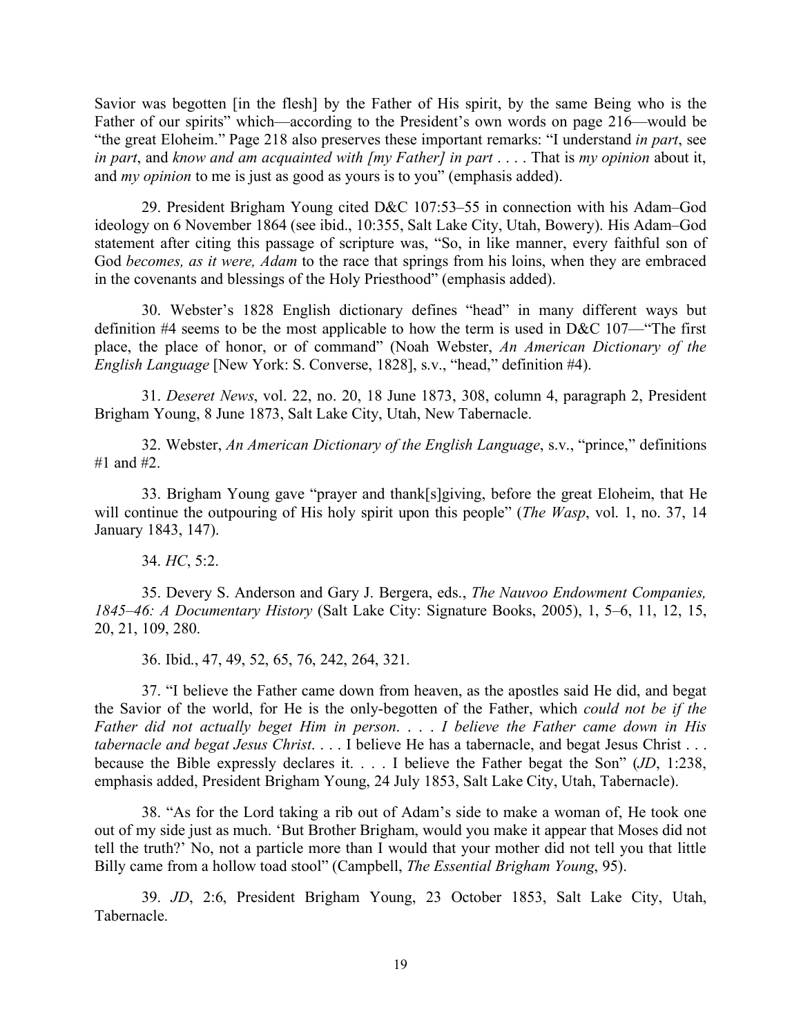Savior was begotten [in the flesh] by the Father of His spirit, by the same Being who is the Father of our spirits" which—according to the President's own words on page 216—would be "the great Eloheim." Page 218 also preserves these important remarks: "I understand *in part*, see *in part*, and *know and am acquainted with [my Father] in part* . . . . That is *my opinion* about it, and *my opinion* to me is just as good as yours is to you" (emphasis added).

29. President Brigham Young cited D&C 107:53–55 in connection with his Adam–God ideology on 6 November 1864 (see ibid., 10:355, Salt Lake City, Utah, Bowery). His Adam–God statement after citing this passage of scripture was, "So, in like manner, every faithful son of God *becomes, as it were, Adam* to the race that springs from his loins, when they are embraced in the covenants and blessings of the Holy Priesthood" (emphasis added).

30. Webster's 1828 English dictionary defines "head" in many different ways but definition #4 seems to be the most applicable to how the term is used in D&C 107—"The first place, the place of honor, or of command" (Noah Webster, *An American Dictionary of the English Language* [New York: S. Converse, 1828], s.v., "head," definition #4).

31. *Deseret News*, vol. 22, no. 20, 18 June 1873, 308, column 4, paragraph 2, President Brigham Young, 8 June 1873, Salt Lake City, Utah, New Tabernacle.

32. Webster, *An American Dictionary of the English Language*, s.v., "prince," definitions #1 and #2.

33. Brigham Young gave "prayer and thank[s]giving, before the great Eloheim, that He will continue the outpouring of His holy spirit upon this people" (*The Wasp*, vol. 1, no. 37, 14 January 1843, 147).

34. *HC*, 5:2.

35. Devery S. Anderson and Gary J. Bergera, eds., *The Nauvoo Endowment Companies, 1845–46: A Documentary History* (Salt Lake City: Signature Books, 2005), 1, 5–6, 11, 12, 15, 20, 21, 109, 280.

36. Ibid., 47, 49, 52, 65, 76, 242, 264, 321.

37. "I believe the Father came down from heaven, as the apostles said He did, and begat the Savior of the world, for He is the only-begotten of the Father, which *could not be if the Father did not actually beget Him in person*. . . . *I believe the Father came down in His tabernacle and begat Jesus Christ*. . . . I believe He has a tabernacle, and begat Jesus Christ . . . because the Bible expressly declares it. . . . I believe the Father begat the Son" (*JD*, 1:238, emphasis added, President Brigham Young, 24 July 1853, Salt Lake City, Utah, Tabernacle).

38. "As for the Lord taking a rib out of Adam's side to make a woman of, He took one out of my side just as much. 'But Brother Brigham, would you make it appear that Moses did not tell the truth?' No, not a particle more than I would that your mother did not tell you that little Billy came from a hollow toad stool" (Campbell, *The Essential Brigham Young*, 95).

39. *JD*, 2:6, President Brigham Young, 23 October 1853, Salt Lake City, Utah, Tabernacle.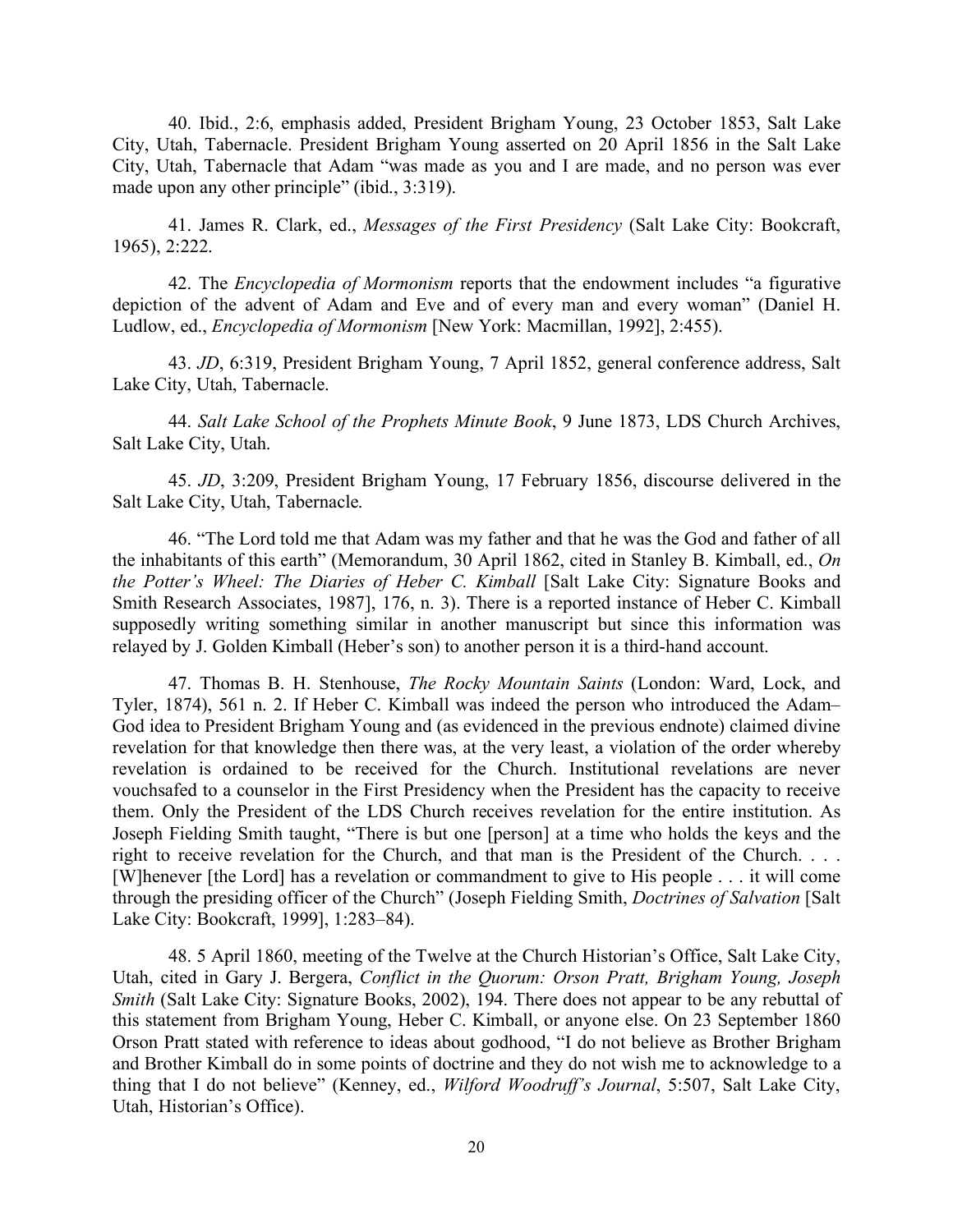40. Ibid., 2:6, emphasis added, President Brigham Young, 23 October 1853, Salt Lake City, Utah, Tabernacle. President Brigham Young asserted on 20 April 1856 in the Salt Lake City, Utah, Tabernacle that Adam "was made as you and I are made, and no person was ever made upon any other principle" (ibid., 3:319).

41. James R. Clark, ed., *Messages of the First Presidency* (Salt Lake City: Bookcraft, 1965), 2:222.

42. The *Encyclopedia of Mormonism* reports that the endowment includes "a figurative depiction of the advent of Adam and Eve and of every man and every woman" (Daniel H. Ludlow, ed., *Encyclopedia of Mormonism* [New York: Macmillan, 1992], 2:455).

43. *JD*, 6:319, President Brigham Young, 7 April 1852, general conference address, Salt Lake City, Utah, Tabernacle.

44. *Salt Lake School of the Prophets Minute Book*, 9 June 1873, LDS Church Archives, Salt Lake City, Utah.

45. *JD*, 3:209, President Brigham Young, 17 February 1856, discourse delivered in the Salt Lake City, Utah, Tabernacle.

46. "The Lord told me that Adam was my father and that he was the God and father of all the inhabitants of this earth" (Memorandum, 30 April 1862, cited in Stanley B. Kimball, ed., *On the Potter's Wheel: The Diaries of Heber C. Kimball* [Salt Lake City: Signature Books and Smith Research Associates, 1987], 176, n. 3). There is a reported instance of Heber C. Kimball supposedly writing something similar in another manuscript but since this information was relayed by J. Golden Kimball (Heber's son) to another person it is a third-hand account.

47. Thomas B. H. Stenhouse, *The Rocky Mountain Saints* (London: Ward, Lock, and Tyler, 1874), 561 n. 2. If Heber C. Kimball was indeed the person who introduced the Adam–God idea to President Brigham Young and (as evidenced in the previous endnote) claimed divine revelation for that knowledge then there was, at the very least, a violation of the order whereby revelation is ordained to be received for the Church. Institutional revelations are never vouchsafed to a counselor in the First Presidency when the President has the capacity to receive them. Only the President of the LDS Church receives revelation for the entire institution. As Joseph Fielding Smith taught, "There is but one [person] at a time who holds the keys and the right to receive revelation for the Church, and that man is the President of the Church. . . . [W]henever [the Lord] has a revelation or commandment to give to His people . . . it will come through the presiding officer of the Church" (Joseph Fielding Smith, *Doctrines of Salvation* [Salt Lake City: Bookcraft, 1999], 1:283–84).

48. 5 April 1860, meeting of the Twelve at the Church Historian's Office, Salt Lake City, Utah, cited in Gary J. Bergera, *Conflict in the Quorum: Orson Pratt, Brigham Young, Joseph Smith* (Salt Lake City: Signature Books, 2002), 194. There does not appear to be any rebuttal of this statement from Brigham Young, Heber C. Kimball, or anyone else. On 23 September 1860 Orson Pratt stated with reference to ideas about godhood, "I do not believe as Brother Brigham and Brother Kimball do in some points of doctrine and they do not wish me to acknowledge to a thing that I do not believe" (Kenney, ed., *Wilford Woodruff's Journal*, 5:507, Salt Lake City, Utah, Historian's Office).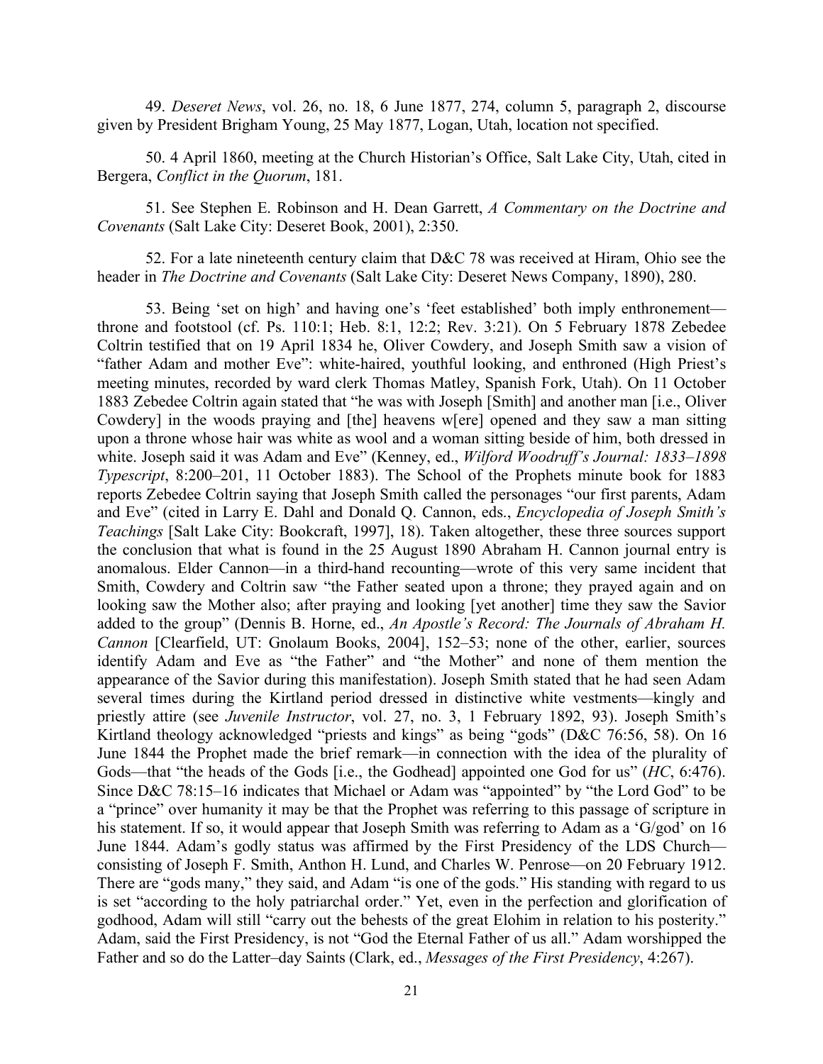49. *Deseret News*, vol. 26, no. 18, 6 June 1877, 274, column 5, paragraph 2, discourse given by President Brigham Young, 25 May 1877, Logan, Utah, location not specified.

50. 4 April 1860, meeting at the Church Historian's Office, Salt Lake City, Utah, cited in Bergera, *Conflict in the Quorum*, 181.

51. See Stephen E. Robinson and H. Dean Garrett, *A Commentary on the Doctrine and Covenants* (Salt Lake City: Deseret Book, 2001), 2:350.

52. For a late nineteenth century claim that D&C 78 was received at Hiram, Ohio see the header in *The Doctrine and Covenants* (Salt Lake City: Deseret News Company, 1890), 280.

53. Being 'set on high' and having one's 'feet established' both imply enthronement—throne and footstool (cf. Ps. 110:1; Heb. 8:1, 12:2; Rev. 3:21). On 5 February 1878 Zebedee Coltrin testified that on 19 April 1834 he, Oliver Cowdery, and Joseph Smith saw a vision of "father Adam and mother Eve": white-haired, youthful looking, and enthroned (High Priest's meeting minutes, recorded by ward clerk Thomas Matley, Spanish Fork, Utah). On 11 October 1883 Zebedee Coltrin again stated that "he was with Joseph [Smith] and another man [i.e., Oliver Cowdery] in the woods praying and [the] heavens w[ere] opened and they saw a man sitting upon a throne whose hair was white as wool and a woman sitting beside of him, both dressed in white. Joseph said it was Adam and Eve" (Kenney, ed., *Wilford Woodruff's Journal: 1833–1898 Typescript*, 8:200–201, 11 October 1883). The School of the Prophets minute book for 1883 reports Zebedee Coltrin saying that Joseph Smith called the personages "our first parents, Adam and Eve" (cited in Larry E. Dahl and Donald Q. Cannon, eds., *Encyclopedia of Joseph Smith's Teachings* [Salt Lake City: Bookcraft, 1997], 18). Taken altogether, these three sources support the conclusion that what is found in the 25 August 1890 Abraham H. Cannon journal entry is anomalous. Elder Cannon—in a third-hand recounting—wrote of this very same incident that Smith, Cowdery and Coltrin saw "the Father seated upon a throne; they prayed again and on looking saw the Mother also; after praying and looking [yet another] time they saw the Savior added to the group" (Dennis B. Horne, ed., *An Apostle's Record: The Journals of Abraham H. Cannon* [Clearfield, UT: Gnolaum Books, 2004], 152–53; none of the other, earlier, sources identify Adam and Eve as "the Father" and "the Mother" and none of them mention the appearance of the Savior during this manifestation). Joseph Smith stated that he had seen Adam several times during the Kirtland period dressed in distinctive white vestments—kingly and priestly attire (see *Juvenile Instructor*, vol. 27, no. 3, 1 February 1892, 93). Joseph Smith's Kirtland theology acknowledged "priests and kings" as being "gods" (D&C 76:56, 58). On 16 June 1844 the Prophet made the brief remark—in connection with the idea of the plurality of Gods—that "the heads of the Gods [i.e., the Godhead] appointed one God for us" (*HC*, 6:476). Since D&C 78:15–16 indicates that Michael or Adam was "appointed" by "the Lord God" to be a "prince" over humanity it may be that the Prophet was referring to this passage of scripture in his statement. If so, it would appear that Joseph Smith was referring to Adam as a 'G/god' on 16 June 1844. Adam's godly status was affirmed by the First Presidency of the LDS Church—consisting of Joseph F. Smith, Anthon H. Lund, and Charles W. Penrose—on 20 February 1912. There are "gods many," they said, and Adam "is one of the gods." His standing with regard to us is set "according to the holy patriarchal order." Yet, even in the perfection and glorification of godhood, Adam will still "carry out the behests of the great Elohim in relation to his posterity." Adam, said the First Presidency, is not "God the Eternal Father of us all." Adam worshipped the Father and so do the Latter–day Saints (Clark, ed., *Messages of the First Presidency*, 4:267).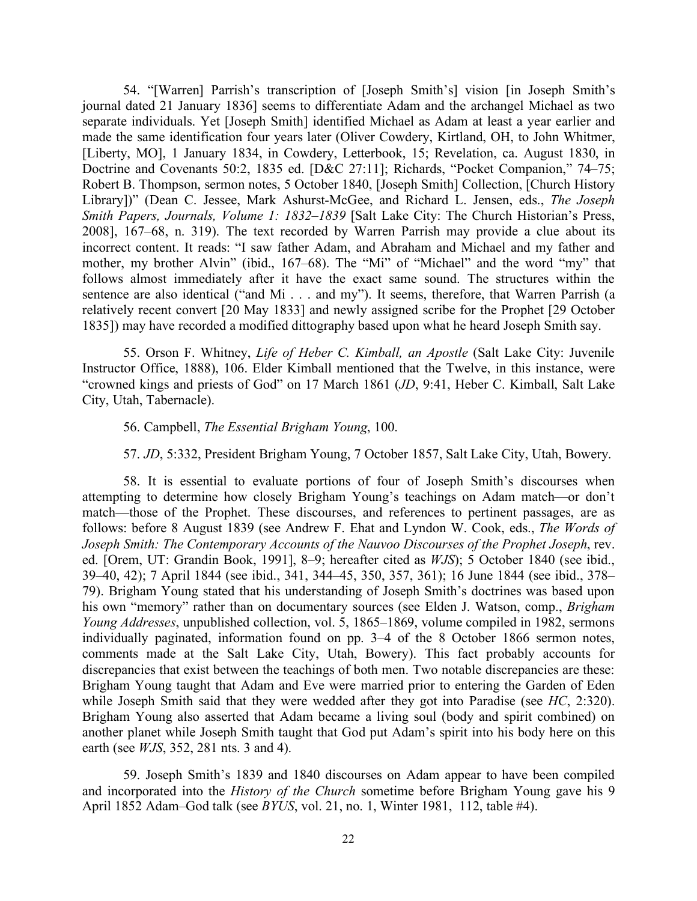54. "[Warren] Parrish's transcription of [Joseph Smith's] vision [in Joseph Smith's journal dated 21 January 1836] seems to differentiate Adam and the archangel Michael as two separate individuals. Yet [Joseph Smith] identified Michael as Adam at least a year earlier and made the same identification four years later (Oliver Cowdery, Kirtland, OH, to John Whitmer, [Liberty, MO], 1 January 1834, in Cowdery, Letterbook, 15; Revelation, ca. August 1830, in Doctrine and Covenants 50:2, 1835 ed. [D&C 27:11]; Richards, "Pocket Companion," 74–75; Robert B. Thompson, sermon notes, 5 October 1840, [Joseph Smith] Collection, [Church History Library])" (Dean C. Jessee, Mark Ashurst-McGee, and Richard L. Jensen, eds., *The Joseph Smith Papers, Journals, Volume 1: 1832–1839* [Salt Lake City: The Church Historian's Press, 2008], 167–68, n. 319). The text recorded by Warren Parrish may provide a clue about its incorrect content. It reads: "I saw father Adam, and Abraham and Michael and my father and mother, my brother Alvin" (ibid., 167–68). The "Mi" of "Michael" and the word "my" that follows almost immediately after it have the exact same sound. The structures within the sentence are also identical ("and Mi . . . and my"). It seems, therefore, that Warren Parrish (a relatively recent convert [20 May 1833] and newly assigned scribe for the Prophet [29 October 1835]) may have recorded a modified dittography based upon what he heard Joseph Smith say.

55. Orson F. Whitney, *Life of Heber C. Kimball, an Apostle* (Salt Lake City: Juvenile Instructor Office, 1888), 106. Elder Kimball mentioned that the Twelve, in this instance, were "crowned kings and priests of God" on 17 March 1861 (*JD*, 9:41, Heber C. Kimball, Salt Lake City, Utah, Tabernacle).

56. Campbell, *The Essential Brigham Young*, 100.

57. *JD*, 5:332, President Brigham Young, 7 October 1857, Salt Lake City, Utah, Bowery.

58. It is essential to evaluate portions of four of Joseph Smith's discourses when attempting to determine how closely Brigham Young's teachings on Adam match—or don't match—those of the Prophet. These discourses, and references to pertinent passages, are as follows: before 8 August 1839 (see Andrew F. Ehat and Lyndon W. Cook, eds., *The Words of Joseph Smith: The Contemporary Accounts of the Nauvoo Discourses of the Prophet Joseph*, rev. ed. [Orem, UT: Grandin Book, 1991], 8–9; hereafter cited as *WJS*); 5 October 1840 (see ibid., 39–40, 42); 7 April 1844 (see ibid., 341, 344–45, 350, 357, 361); 16 June 1844 (see ibid., 378–79). Brigham Young stated that his understanding of Joseph Smith's doctrines was based upon his own "memory" rather than on documentary sources (see Elden J. Watson, comp., *Brigham Young Addresses*, unpublished collection, vol. 5, 1865–1869, volume compiled in 1982, sermons individually paginated, information found on pp. 3–4 of the 8 October 1866 sermon notes, comments made at the Salt Lake City, Utah, Bowery). This fact probably accounts for discrepancies that exist between the teachings of both men. Two notable discrepancies are these: Brigham Young taught that Adam and Eve were married prior to entering the Garden of Eden while Joseph Smith said that they were wedded after they got into Paradise (see *HC*, 2:320). Brigham Young also asserted that Adam became a living soul (body and spirit combined) on another planet while Joseph Smith taught that God put Adam's spirit into his body here on this earth (see *WJS*, 352, 281 nts. 3 and 4).

59. Joseph Smith's 1839 and 1840 discourses on Adam appear to have been compiled and incorporated into the *History of the Church* sometime before Brigham Young gave his 9 April 1852 Adam–God talk (see *BYUS*, vol. 21, no. 1, Winter 1981, 112, table #4).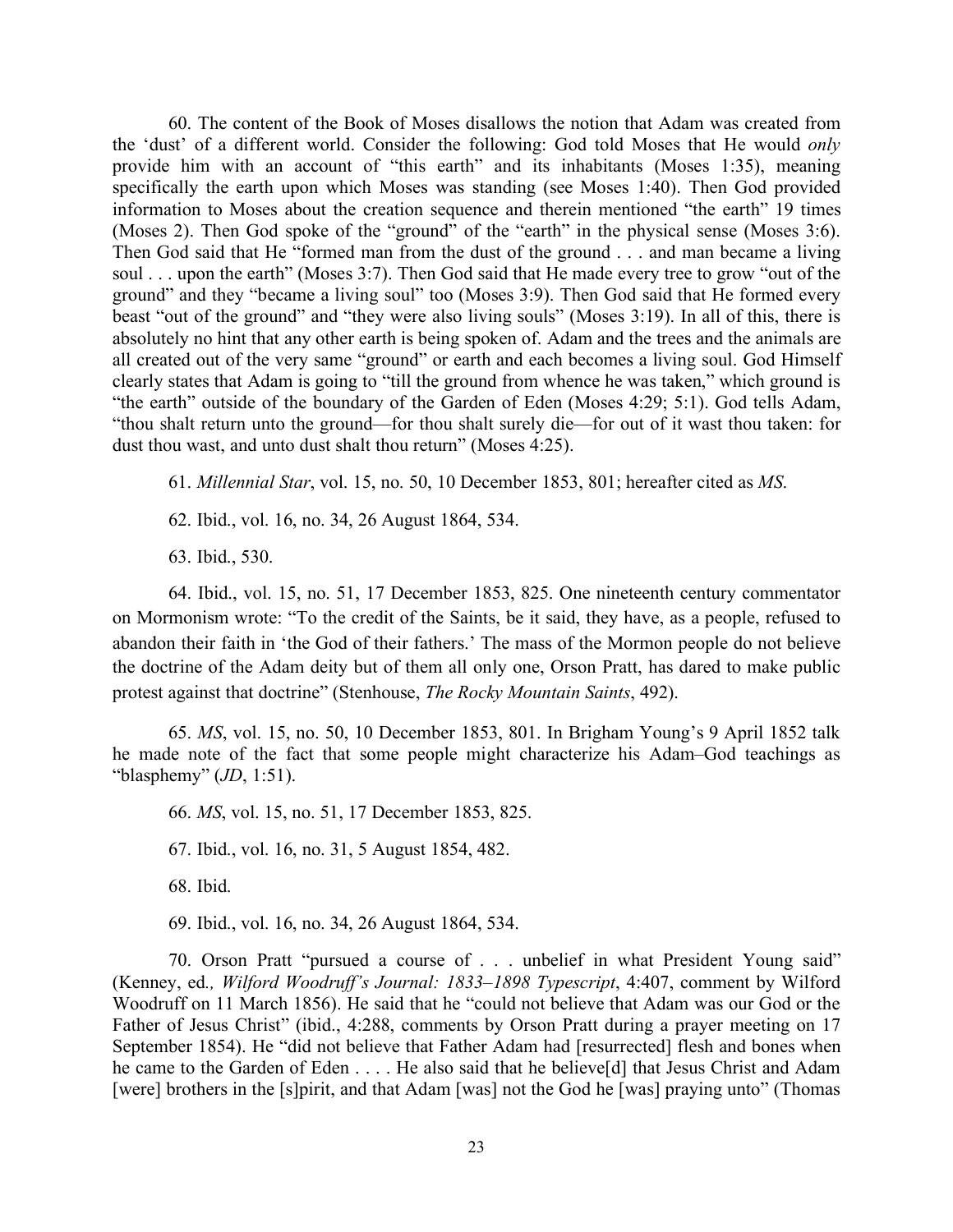60. The content of the Book of Moses disallows the notion that Adam was created from the 'dust' of a different world. Consider the following: God told Moses that He would *only* provide him with an account of "this earth" and its inhabitants (Moses 1:35), meaning specifically the earth upon which Moses was standing (see Moses 1:40). Then God provided information to Moses about the creation sequence and therein mentioned "the earth" 19 times (Moses 2). Then God spoke of the "ground" of the "earth" in the physical sense (Moses 3:6). Then God said that He "formed man from the dust of the ground . . . and man became a living soul . . . upon the earth" (Moses 3:7). Then God said that He made every tree to grow "out of the ground" and they "became a living soul" too (Moses 3:9). Then God said that He formed every beast "out of the ground" and "they were also living souls" (Moses 3:19). In all of this, there is absolutely no hint that any other earth is being spoken of. Adam and the trees and the animals are all created out of the very same "ground" or earth and each becomes a living soul. God Himself clearly states that Adam is going to "till the ground from whence he was taken," which ground is "the earth" outside of the boundary of the Garden of Eden (Moses 4:29; 5:1). God tells Adam, "thou shalt return unto the ground—for thou shalt surely die—for out of it wast thou taken: for dust thou wast, and unto dust shalt thou return" (Moses 4:25).

61. *Millennial Star*, vol. 15, no. 50, 10 December 1853, 801; hereafter cited as *MS*.

62. Ibid., vol. 16, no. 34, 26 August 1864, 534.

63. Ibid., 530.

64. Ibid., vol. 15, no. 51, 17 December 1853, 825. One nineteenth century commentator on Mormonism wrote: "To the credit of the Saints, be it said, they have, as a people, refused to abandon their faith in 'the God of their fathers.' The mass of the Mormon people do not believe the doctrine of the Adam deity but of them all only one, Orson Pratt, has dared to make public protest against that doctrine" (Stenhouse, *The Rocky Mountain Saints*, 492).

65. *MS*, vol. 15, no. 50, 10 December 1853, 801. In Brigham Young's 9 April 1852 talk he made note of the fact that some people might characterize his Adam–God teachings as "blasphemy" (*JD*, 1:51).

66. *MS*, vol. 15, no. 51, 17 December 1853, 825.

67. Ibid., vol. 16, no. 31, 5 August 1854, 482.

68. Ibid.

69. Ibid., vol. 16, no. 34, 26 August 1864, 534.

70. Orson Pratt "pursued a course of . . . unbelief in what President Young said" (Kenney, ed., *Wilford Woodruff's Journal: 1833–1898 Typescript*, 4:407, comment by Wilford Woodruff on 11 March 1856). He said that he "could not believe that Adam was our God or the Father of Jesus Christ" (ibid., 4:288, comments by Orson Pratt during a prayer meeting on 17 September 1854). He "did not believe that Father Adam had [resurrected] flesh and bones when he came to the Garden of Eden . . . . He also said that he believe[d] that Jesus Christ and Adam [were] brothers in the [s]pirit, and that Adam [was] not the God he [was] praying unto" (Thomas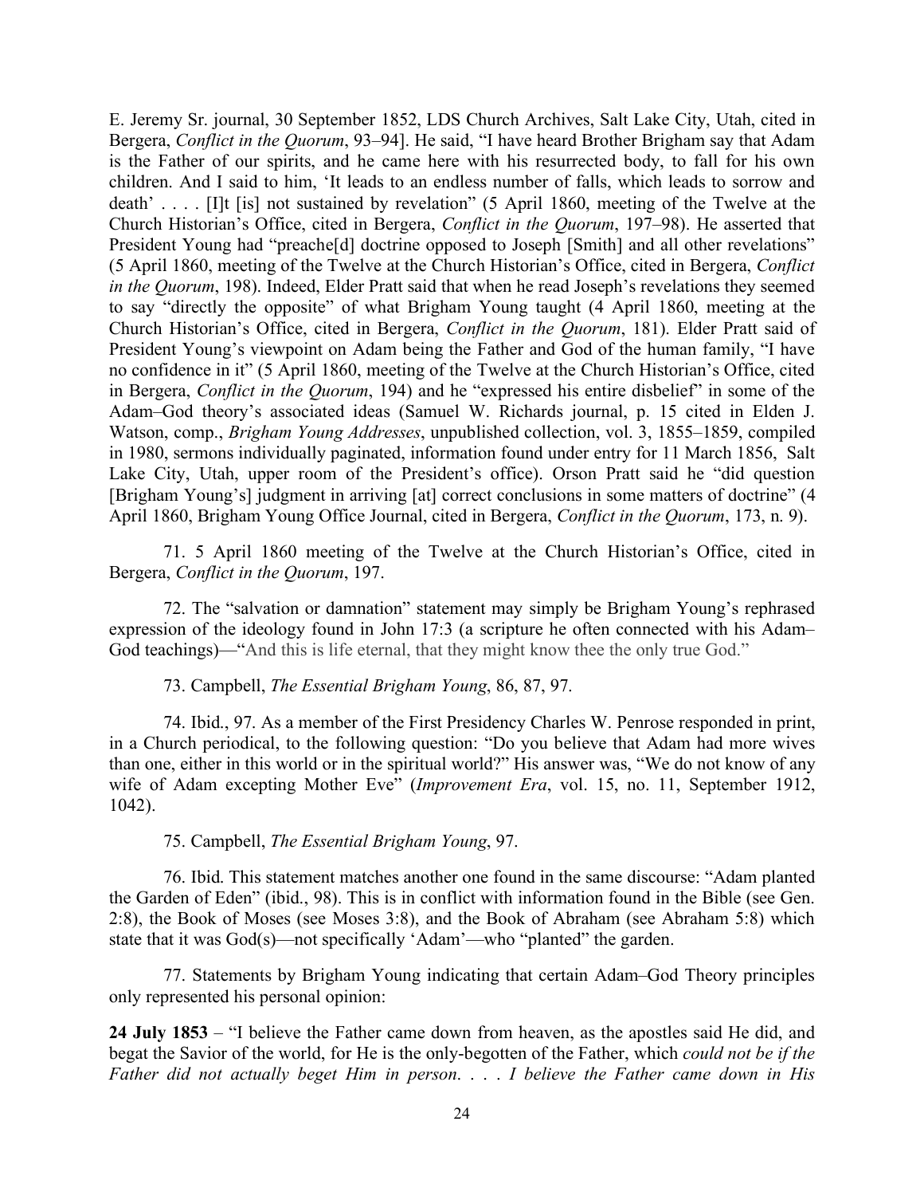E. Jeremy Sr. journal, 30 September 1852, LDS Church Archives, Salt Lake City, Utah, cited in Bergera, *Conflict in the Quorum*, 93–94]. He said, "I have heard Brother Brigham say that Adam is the Father of our spirits, and he came here with his resurrected body, to fall for his own children. And I said to him, 'It leads to an endless number of falls, which leads to sorrow and death' . . . . [I]t [is] not sustained by revelation" (5 April 1860, meeting of the Twelve at the Church Historian's Office, cited in Bergera, *Conflict in the Quorum*, 197–98). He asserted that President Young had "preache[d] doctrine opposed to Joseph [Smith] and all other revelations" (5 April 1860, meeting of the Twelve at the Church Historian's Office, cited in Bergera, *Conflict in the Quorum*, 198). Indeed, Elder Pratt said that when he read Joseph's revelations they seemed to say "directly the opposite" of what Brigham Young taught (4 April 1860, meeting at the Church Historian's Office, cited in Bergera, *Conflict in the Quorum*, 181). Elder Pratt said of President Young's viewpoint on Adam being the Father and God of the human family, "I have no confidence in it" (5 April 1860, meeting of the Twelve at the Church Historian's Office, cited in Bergera, *Conflict in the Quorum*, 194) and he "expressed his entire disbelief" in some of the Adam–God theory's associated ideas (Samuel W. Richards journal, p. 15 cited in Elden J. Watson, comp., *Brigham Young Addresses*, unpublished collection, vol. 3, 1855–1859, compiled in 1980, sermons individually paginated, information found under entry for 11 March 1856, Salt Lake City, Utah, upper room of the President's office). Orson Pratt said he "did question [Brigham Young's] judgment in arriving [at] correct conclusions in some matters of doctrine" (4 April 1860, Brigham Young Office Journal, cited in Bergera, *Conflict in the Quorum*, 173, n. 9).

71. 5 April 1860 meeting of the Twelve at the Church Historian's Office, cited in Bergera, *Conflict in the Quorum*, 197.

72. The "salvation or damnation" statement may simply be Brigham Young's rephrased expression of the ideology found in John 17:3 (a scripture he often connected with his Adam–God teachings)—"And this is life eternal, that they might know thee the only true God."

73. Campbell, *The Essential Brigham Young*, 86, 87, 97.

74. Ibid., 97. As a member of the First Presidency Charles W. Penrose responded in print, in a Church periodical, to the following question: "Do you believe that Adam had more wives than one, either in this world or in the spiritual world?" His answer was, "We do not know of any wife of Adam excepting Mother Eve" (*Improvement Era*, vol. 15, no. 11, September 1912, 1042).

75. Campbell, *The Essential Brigham Young*, 97.

76. Ibid. This statement matches another one found in the same discourse: "Adam planted the Garden of Eden" (ibid., 98). This is in conflict with information found in the Bible (see Gen. 2:8), the Book of Moses (see Moses 3:8), and the Book of Abraham (see Abraham 5:8) which state that it was God(s)—not specifically 'Adam'—who "planted" the garden.

77. Statements by Brigham Young indicating that certain Adam–God Theory principles only represented his personal opinion:

**24 July 1853** – "I believe the Father came down from heaven, as the apostles said He did, and begat the Savior of the world, for He is the only-begotten of the Father, which *could not be if the Father did not actually beget Him in person. . . . I believe the Father came down in His*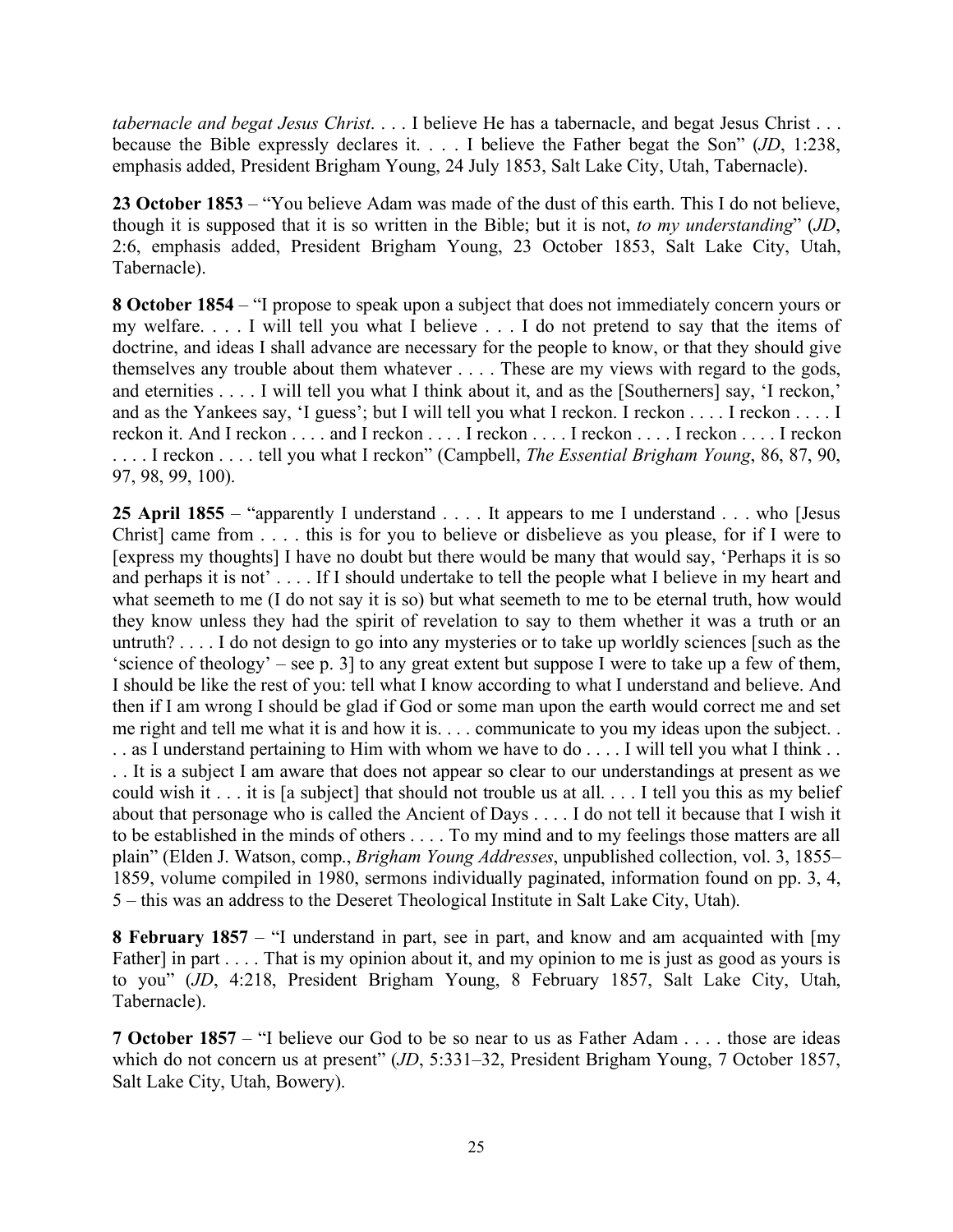*tabernacle and begat Jesus Christ*. . . . I believe He has a tabernacle, and begat Jesus Christ . . . because the Bible expressly declares it. . . . I believe the Father begat the Son" (*JD*, 1:238, emphasis added, President Brigham Young, 24 July 1853, Salt Lake City, Utah, Tabernacle).

**23 October 1853** – "You believe Adam was made of the dust of this earth. This I do not believe, though it is supposed that it is so written in the Bible; but it is not, *to my understanding*" (*JD*, 2:6, emphasis added, President Brigham Young, 23 October 1853, Salt Lake City, Utah, Tabernacle).

**8 October 1854** – "I propose to speak upon a subject that does not immediately concern yours or my welfare. . . . I will tell you what I believe . . . I do not pretend to say that the items of doctrine, and ideas I shall advance are necessary for the people to know, or that they should give themselves any trouble about them whatever . . . . These are my views with regard to the gods, and eternities . . . . I will tell you what I think about it, and as the [Southerners] say, 'I reckon,' and as the Yankees say, 'I guess'; but I will tell you what I reckon. I reckon . . . . I reckon . . . . I reckon it. And I reckon . . . . and I reckon . . . . I reckon . . . . I reckon . . . . I reckon . . . . I reckon . . . . I reckon . . . . tell you what I reckon" (Campbell, *The Essential Brigham Young*, 86, 87, 90, 97, 98, 99, 100).

**25 April 1855** – "apparently I understand . . . . It appears to me I understand . . . who [Jesus Christ] came from . . . . this is for you to believe or disbelieve as you please, for if I were to [express my thoughts] I have no doubt but there would be many that would say, 'Perhaps it is so and perhaps it is not' . . . . If I should undertake to tell the people what I believe in my heart and what seemeth to me (I do not say it is so) but what seemeth to me to be eternal truth, how would they know unless they had the spirit of revelation to say to them whether it was a truth or an untruth? . . . . I do not design to go into any mysteries or to take up worldly sciences [such as the 'science of theology' – see p. 3] to any great extent but suppose I were to take up a few of them, I should be like the rest of you: tell what I know according to what I understand and believe. And then if I am wrong I should be glad if God or some man upon the earth would correct me and set me right and tell me what it is and how it is. . . . communicate to you my ideas upon the subject. . . . as I understand pertaining to Him with whom we have to do . . . . I will tell you what I think . . . . It is a subject I am aware that does not appear so clear to our understandings at present as we could wish it . . . it is [a subject] that should not trouble us at all. . . . I tell you this as my belief about that personage who is called the Ancient of Days . . . . I do not tell it because that I wish it to be established in the minds of others . . . . To my mind and to my feelings those matters are all plain" (Elden J. Watson, comp., *Brigham Young Addresses*, unpublished collection, vol. 3, 1855–1859, volume compiled in 1980, sermons individually paginated, information found on pp. 3, 4, 5 – this was an address to the Deseret Theological Institute in Salt Lake City, Utah).

**8 February 1857** – "I understand in part, see in part, and know and am acquainted with [my Father] in part . . . . That is my opinion about it, and my opinion to me is just as good as yours is to you" (*JD*, 4:218, President Brigham Young, 8 February 1857, Salt Lake City, Utah, Tabernacle).

**7 October 1857** – "I believe our God to be so near to us as Father Adam . . . . those are ideas which do not concern us at present" (*JD*, 5:331–32, President Brigham Young, 7 October 1857, Salt Lake City, Utah, Bowery).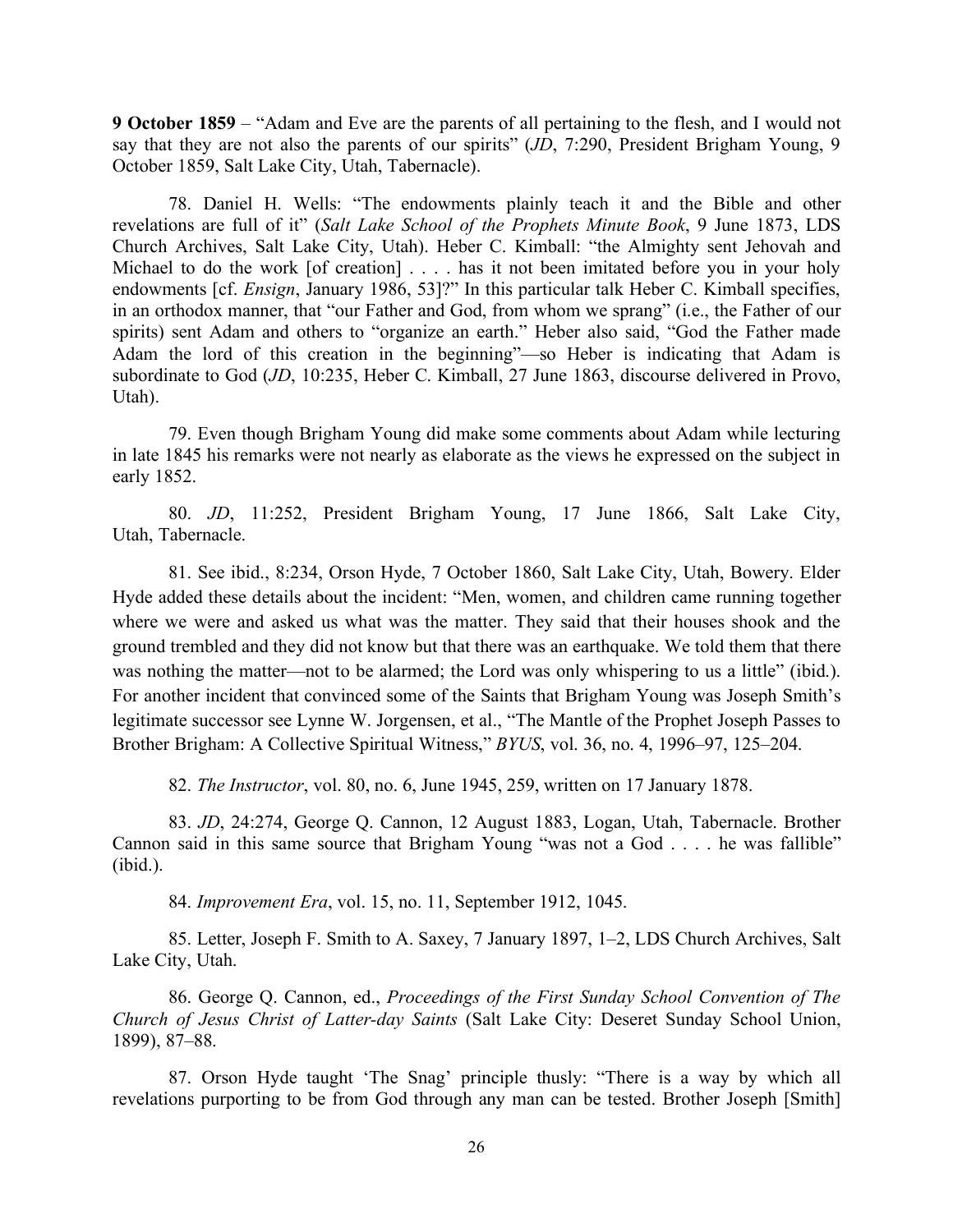**9 October 1859** – "Adam and Eve are the parents of all pertaining to the flesh, and I would not say that they are not also the parents of our spirits" (*JD*, 7:290, President Brigham Young, 9 October 1859, Salt Lake City, Utah, Tabernacle).

78. Daniel H. Wells: "The endowments plainly teach it and the Bible and other revelations are full of it" (*Salt Lake School of the Prophets Minute Book*, 9 June 1873, LDS Church Archives, Salt Lake City, Utah). Heber C. Kimball: "the Almighty sent Jehovah and Michael to do the work [of creation] . . . . has it not been imitated before you in your holy endowments [cf. *Ensign*, January 1986, 53]?" In this particular talk Heber C. Kimball specifies, in an orthodox manner, that "our Father and God, from whom we sprang" (i.e., the Father of our spirits) sent Adam and others to "organize an earth." Heber also said, "God the Father made Adam the lord of this creation in the beginning"—so Heber is indicating that Adam is subordinate to God (*JD*, 10:235, Heber C. Kimball, 27 June 1863, discourse delivered in Provo, Utah).

79. Even though Brigham Young did make some comments about Adam while lecturing in late 1845 his remarks were not nearly as elaborate as the views he expressed on the subject in early 1852.

80. *JD*, 11:252, President Brigham Young, 17 June 1866, Salt Lake City, Utah, Tabernacle.

81. See ibid., 8:234, Orson Hyde, 7 October 1860, Salt Lake City, Utah, Bowery. Elder Hyde added these details about the incident: "Men, women, and children came running together where we were and asked us what was the matter. They said that their houses shook and the ground trembled and they did not know but that there was an earthquake. We told them that there was nothing the matter—not to be alarmed; the Lord was only whispering to us a little" (ibid.). For another incident that convinced some of the Saints that Brigham Young was Joseph Smith's legitimate successor see Lynne W. Jorgensen, et al., "The Mantle of the Prophet Joseph Passes to Brother Brigham: A Collective Spiritual Witness," *BYUS*, vol. 36, no. 4, 1996–97, 125–204.

82. *The Instructor*, vol. 80, no. 6, June 1945, 259, written on 17 January 1878.

83. *JD*, 24:274, George Q. Cannon, 12 August 1883, Logan, Utah, Tabernacle. Brother Cannon said in this same source that Brigham Young "was not a God . . . . he was fallible" (ibid.).

84. *Improvement Era*, vol. 15, no. 11, September 1912, 1045.

85. Letter, Joseph F. Smith to A. Saxey, 7 January 1897, 1–2, LDS Church Archives, Salt Lake City, Utah.

86. George Q. Cannon, ed., *Proceedings of the First Sunday School Convention of The Church of Jesus Christ of Latter-day Saints* (Salt Lake City: Deseret Sunday School Union, 1899), 87–88.

87. Orson Hyde taught 'The Snag' principle thusly: "There is a way by which all revelations purporting to be from God through any man can be tested. Brother Joseph [Smith]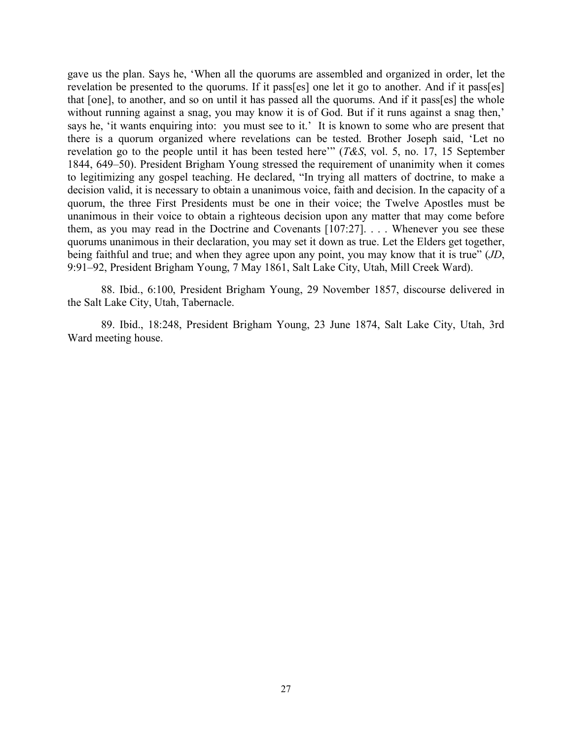gave us the plan. Says he, 'When all the quorums are assembled and organized in order, let the revelation be presented to the quorums. If it pass[es] one let it go to another. And if it pass[es] that [one], to another, and so on until it has passed all the quorums. And if it pass[es] the whole without running against a snag, you may know it is of God. But if it runs against a snag then,' says he, 'it wants enquiring into: you must see to it.' It is known to some who are present that there is a quorum organized where revelations can be tested. Brother Joseph said, 'Let no revelation go to the people until it has been tested here'" (*T&S*, vol. 5, no. 17, 15 September 1844, 649–50). President Brigham Young stressed the requirement of unanimity when it comes to legitimizing any gospel teaching. He declared, "In trying all matters of doctrine, to make a decision valid, it is necessary to obtain a unanimous voice, faith and decision. In the capacity of a quorum, the three First Presidents must be one in their voice; the Twelve Apostles must be unanimous in their voice to obtain a righteous decision upon any matter that may come before them, as you may read in the Doctrine and Covenants [107:27]. . . . Whenever you see these quorums unanimous in their declaration, you may set it down as true. Let the Elders get together, being faithful and true; and when they agree upon any point, you may know that it is true" (*JD*, 9:91–92, President Brigham Young, 7 May 1861, Salt Lake City, Utah, Mill Creek Ward).

88. Ibid., 6:100, President Brigham Young, 29 November 1857, discourse delivered in the Salt Lake City, Utah, Tabernacle.

89. Ibid., 18:248, President Brigham Young, 23 June 1874, Salt Lake City, Utah, 3rd Ward meeting house.